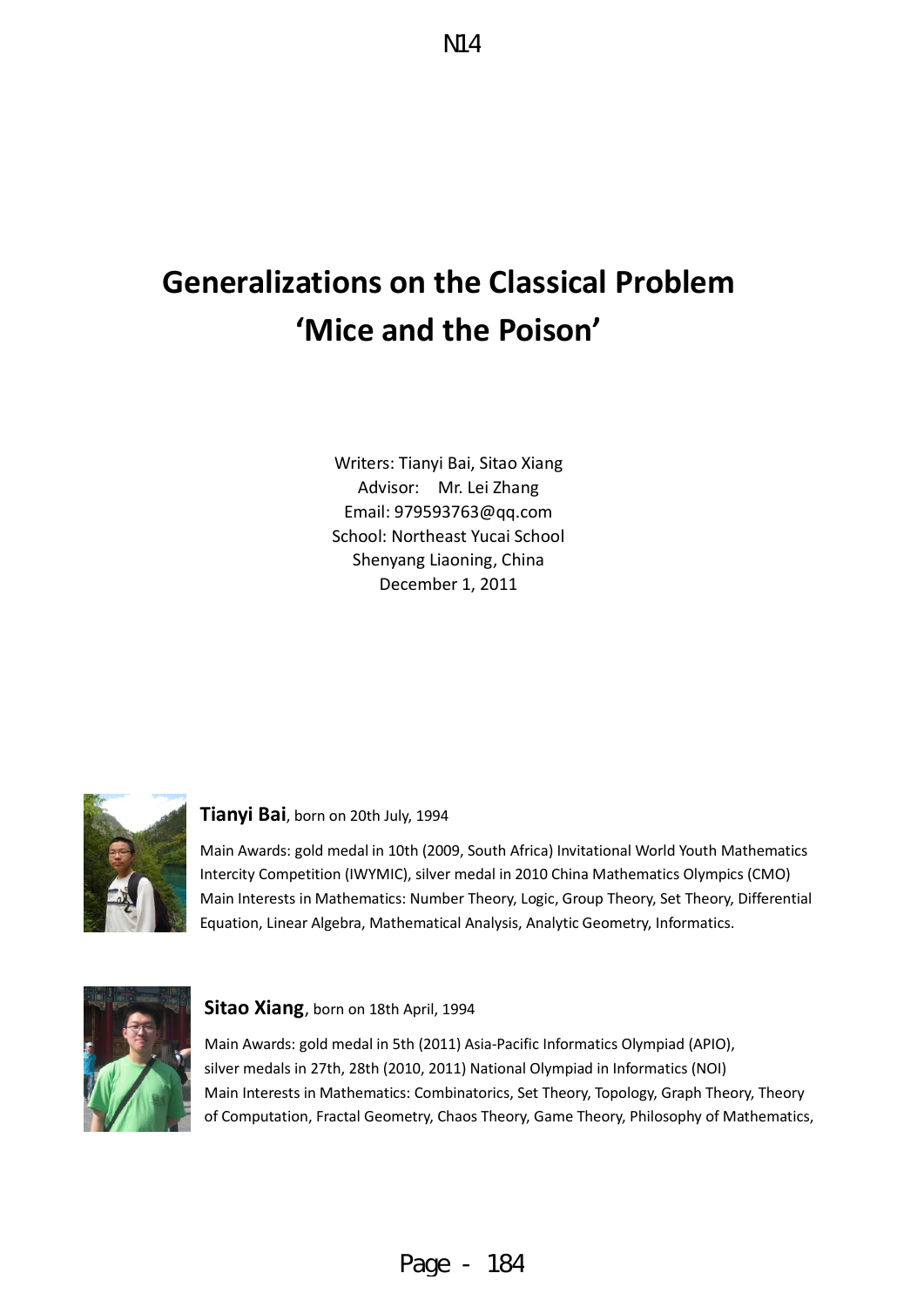N14

# Generalizations on the Classical Problem 'Mice and the Poison'

Writers: Tianyi Bai, Sitao Xiang
Advisor: Mr. Lei Zhang
Email: 979593763@qq.com
School: Northeast Yucai School
Shenyang Liaoning, China
December 1, 2011

**Tianyi Bai**, born on 20th July, 1994

Main Awards: gold medal in 10th (2009, South Africa) Invitational World Youth Mathematics Intercity Competition (IWYMIC), silver medal in 2010 China Mathematics Olympics (CMO)
Main Interests in Mathematics: Number Theory, Logic, Group Theory, Set Theory, Differential Equation, Linear Algebra, Mathematical Analysis, Analytic Geometry, Informatics.

**Sitao Xiang**, born on 18th April, 1994

Main Awards: gold medal in 5th (2011) Asia-Pacific Informatics Olympiad (APIO), silver medals in 27th, 28th (2010, 2011) National Olympiad in Informatics (NOI)
Main Interests in Mathematics: Combinatorics, Set Theory, Topology, Graph Theory, Theory of Computation, Fractal Geometry, Chaos Theory, Game Theory, Philosophy of Mathematics,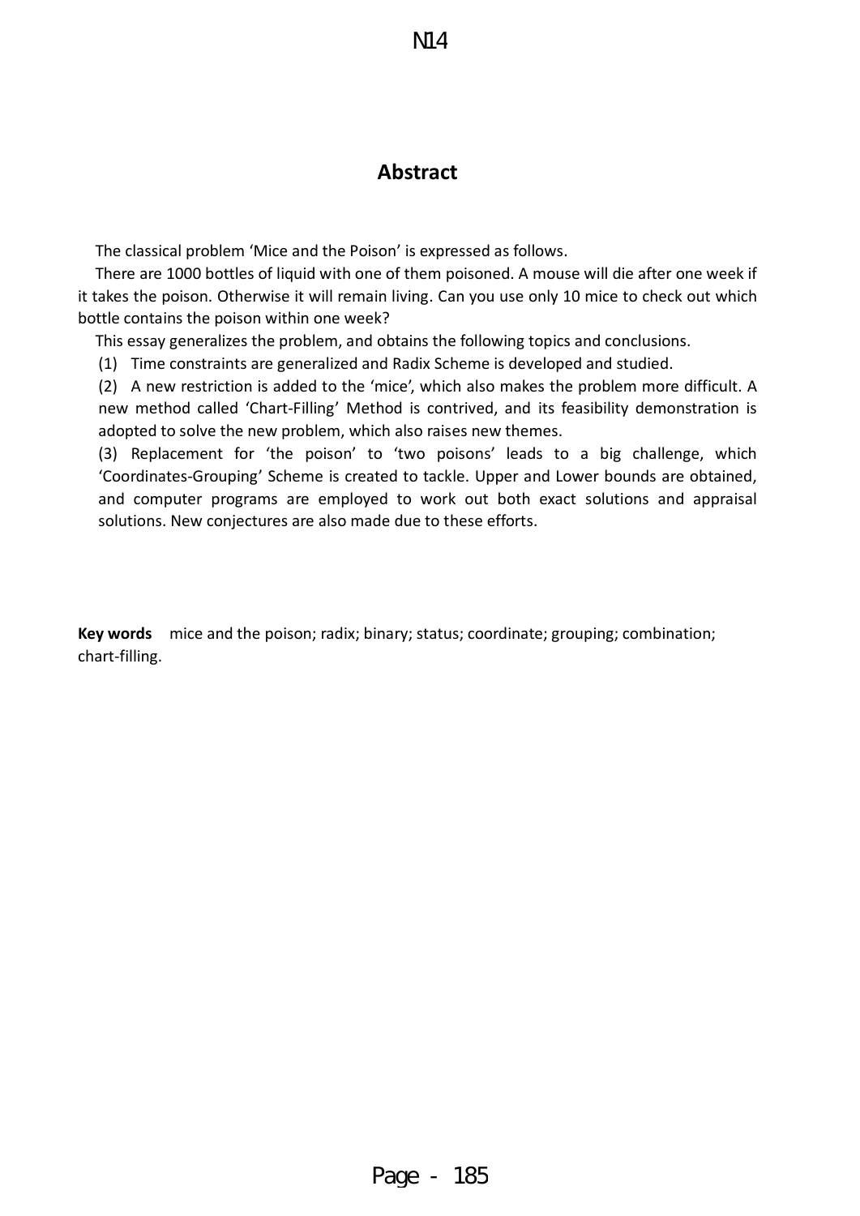## Abstract

The classical problem 'Mice and the Poison' is expressed as follows.

There are 1000 bottles of liquid with one of them poisoned. A mouse will die after one week if it takes the poison. Otherwise it will remain living. Can you use only 10 mice to check out which bottle contains the poison within one week?

This essay generalizes the problem, and obtains the following topics and conclusions.

(1) Time constraints are generalized and Radix Scheme is developed and studied.

(2) A new restriction is added to the 'mice', which also makes the problem more difficult. A new method called 'Chart-Filling' Method is contrived, and its feasibility demonstration is adopted to solve the new problem, which also raises new themes.

(3) Replacement for 'the poison' to 'two poisons' leads to a big challenge, which 'Coordinates-Grouping' Scheme is created to tackle. Upper and Lower bounds are obtained, and computer programs are employed to work out both exact solutions and appraisal solutions. New conjectures are also made due to these efforts.

**Key words** mice and the poison; radix; binary; status; coordinate; grouping; combination; chart-filling.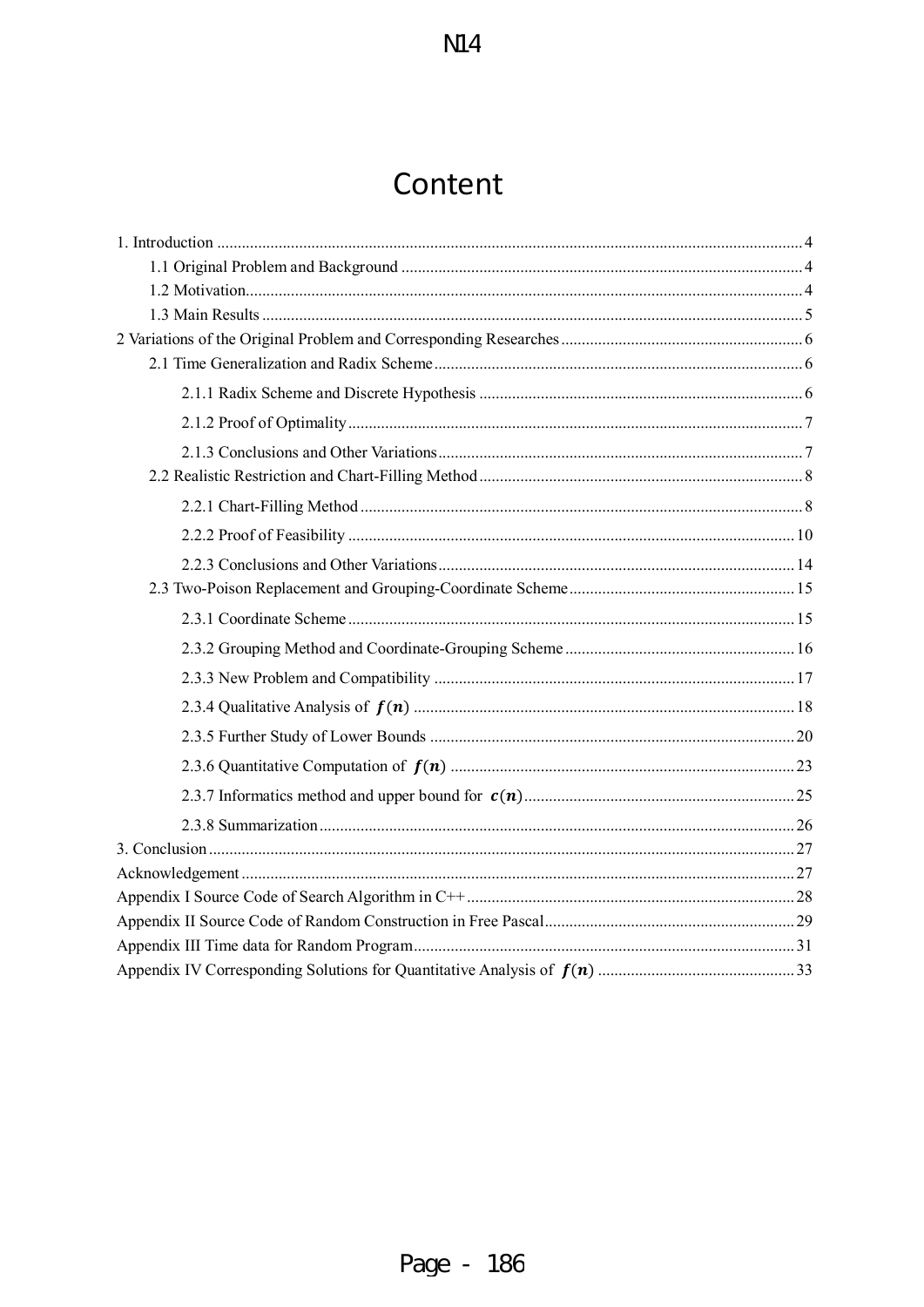# Content

1. Introduction ..... 4
   - 1.1 Original Problem and Background ..... 4
   - 1.2 Motivation ..... 4
   - 1.3 Main Results ..... 5
2. Variations of the Original Problem and Corresponding Researches ..... 6
   - 2.1 Time Generalization and Radix Scheme ..... 6
     - 2.1.1 Radix Scheme and Discrete Hypothesis ..... 6
     - 2.1.2 Proof of Optimality ..... 7
     - 2.1.3 Conclusions and Other Variations ..... 7
   - 2.2 Realistic Restriction and Chart-Filling Method ..... 8
     - 2.2.1 Chart-Filling Method ..... 8
     - 2.2.2 Proof of Feasibility ..... 10
     - 2.2.3 Conclusions and Other Variations ..... 14
   - 2.3 Two-Poison Replacement and Grouping-Coordinate Scheme ..... 15
     - 2.3.1 Coordinate Scheme ..... 15
     - 2.3.2 Grouping Method and Coordinate-Grouping Scheme ..... 16
     - 2.3.3 New Problem and Compatibility ..... 17
     - 2.3.4 Qualitative Analysis of $f(n)$ ..... 18
     - 2.3.5 Further Study of Lower Bounds ..... 20
     - 2.3.6 Quantitative Computation of $f(n)$ ..... 23
     - 2.3.7 Informatics method and upper bound for $c(n)$ ..... 25
     - 2.3.8 Summarization ..... 26
3. Conclusion ..... 27

Acknowledgement ..... 27

Appendix I Source Code of Search Algorithm in C++ ..... 28

Appendix II Source Code of Random Construction in Free Pascal ..... 29

Appendix III Time data for Random Program ..... 31

Appendix IV Corresponding Solutions for Quantitative Analysis of $f(n)$ ..... 33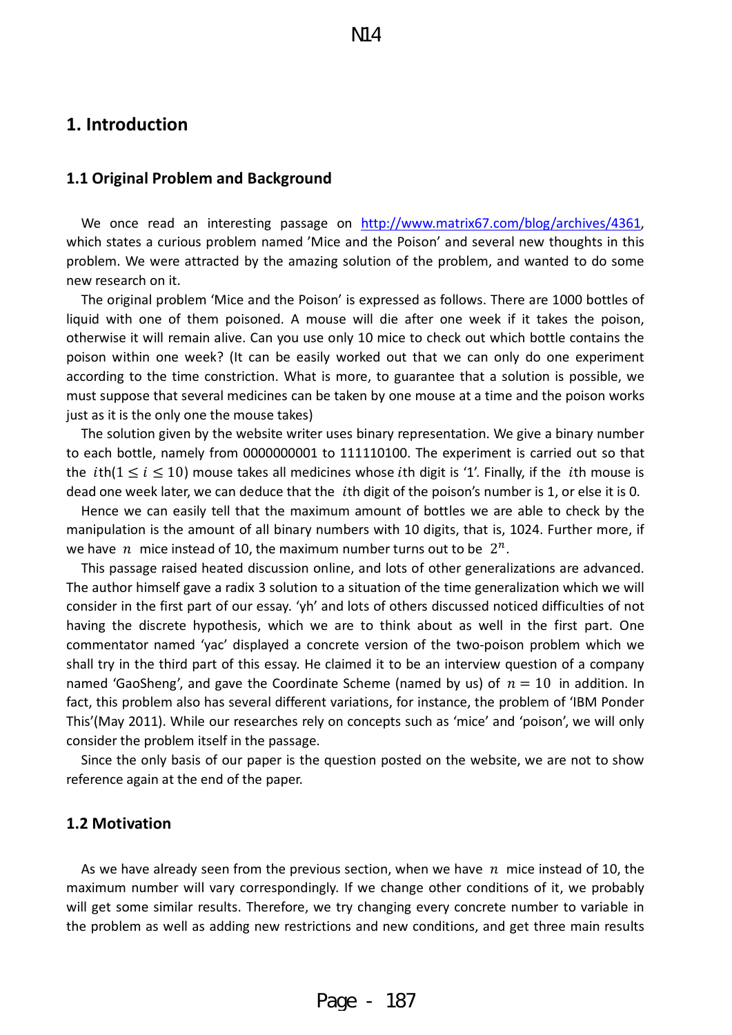## 1. Introduction

### 1.1 Original Problem and Background

We once read an interesting passage on http://www.matrix67.com/blog/archives/4361, which states a curious problem named 'Mice and the Poison' and several new thoughts in this problem. We were attracted by the amazing solution of the problem, and wanted to do some new research on it.

The original problem 'Mice and the Poison' is expressed as follows. There are 1000 bottles of liquid with one of them poisoned. A mouse will die after one week if it takes the poison, otherwise it will remain alive. Can you use only 10 mice to check out which bottle contains the poison within one week? (It can be easily worked out that we can only do one experiment according to the time constriction. What is more, to guarantee that a solution is possible, we must suppose that several medicines can be taken by one mouse at a time and the poison works just as it is the only one the mouse takes)

The solution given by the website writer uses binary representation. We give a binary number to each bottle, namely from 0000000001 to 111110100. The experiment is carried out so that the $i$th$(1 \leq i \leq 10)$ mouse takes all medicines whose $i$th digit is '1'. Finally, if the $i$th mouse is dead one week later, we can deduce that the $i$th digit of the poison's number is 1, or else it is 0.

Hence we can easily tell that the maximum amount of bottles we are able to check by the manipulation is the amount of all binary numbers with 10 digits, that is, 1024. Further more, if we have $n$ mice instead of 10, the maximum number turns out to be $2^n$.

This passage raised heated discussion online, and lots of other generalizations are advanced. The author himself gave a radix 3 solution to a situation of the time generalization which we will consider in the first part of our essay. 'yh' and lots of others discussed noticed difficulties of not having the discrete hypothesis, which we are to think about as well in the first part. One commentator named 'yac' displayed a concrete version of the two-poison problem which we shall try in the third part of this essay. He claimed it to be an interview question of a company named 'GaoSheng', and gave the Coordinate Scheme (named by us) of $n = 10$ in addition. In fact, this problem also has several different variations, for instance, the problem of 'IBM Ponder This'(May 2011). While our researches rely on concepts such as 'mice' and 'poison', we will only consider the problem itself in the passage.

Since the only basis of our paper is the question posted on the website, we are not to show reference again at the end of the paper.

### 1.2 Motivation

As we have already seen from the previous section, when we have $n$ mice instead of 10, the maximum number will vary correspondingly. If we change other conditions of it, we probably will get some similar results. Therefore, we try changing every concrete number to variable in the problem as well as adding new restrictions and new conditions, and get three main results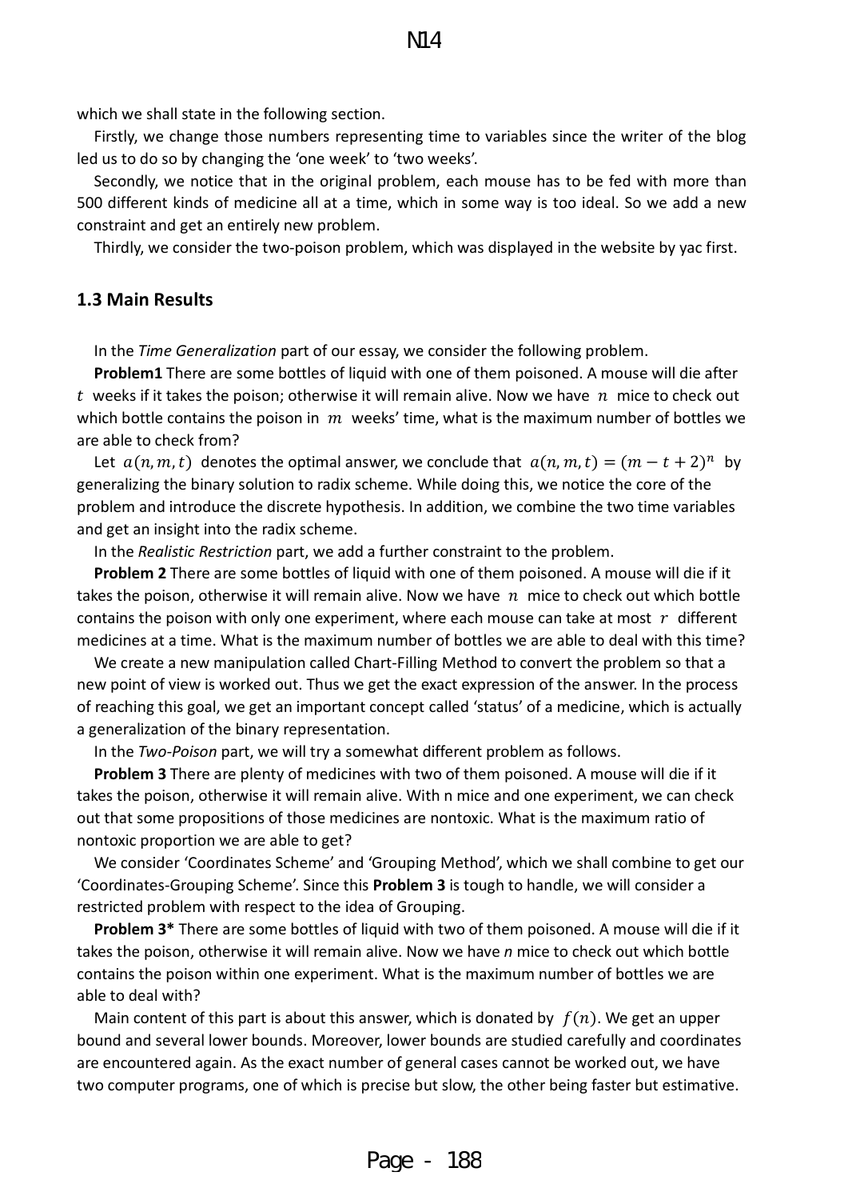which we shall state in the following section.

Firstly, we change those numbers representing time to variables since the writer of the blog led us to do so by changing the 'one week' to 'two weeks'.

Secondly, we notice that in the original problem, each mouse has to be fed with more than 500 different kinds of medicine all at a time, which in some way is too ideal. So we add a new constraint and get an entirely new problem.

Thirdly, we consider the two-poison problem, which was displayed in the website by yac first.

### 1.3 Main Results

In the *Time Generalization* part of our essay, we consider the following problem.

**Problem1** There are some bottles of liquid with one of them poisoned. A mouse will die after $t$ weeks if it takes the poison; otherwise it will remain alive. Now we have $n$ mice to check out which bottle contains the poison in $m$ weeks' time, what is the maximum number of bottles we are able to check from?

Let $a(n, m, t)$ denotes the optimal answer, we conclude that $a(n, m, t) = (m - t + 2)^n$ by generalizing the binary solution to radix scheme. While doing this, we notice the core of the problem and introduce the discrete hypothesis. In addition, we combine the two time variables and get an insight into the radix scheme.

In the *Realistic Restriction* part, we add a further constraint to the problem.

**Problem 2** There are some bottles of liquid with one of them poisoned. A mouse will die if it takes the poison, otherwise it will remain alive. Now we have $n$ mice to check out which bottle contains the poison with only one experiment, where each mouse can take at most $r$ different medicines at a time. What is the maximum number of bottles we are able to deal with this time?

We create a new manipulation called Chart-Filling Method to convert the problem so that a new point of view is worked out. Thus we get the exact expression of the answer. In the process of reaching this goal, we get an important concept called 'status' of a medicine, which is actually a generalization of the binary representation.

In the *Two-Poison* part, we will try a somewhat different problem as follows.

**Problem 3** There are plenty of medicines with two of them poisoned. A mouse will die if it takes the poison, otherwise it will remain alive. With n mice and one experiment, we can check out that some propositions of those medicines are nontoxic. What is the maximum ratio of nontoxic proportion we are able to get?

We consider 'Coordinates Scheme' and 'Grouping Method', which we shall combine to get our 'Coordinates-Grouping Scheme'. Since this **Problem 3** is tough to handle, we will consider a restricted problem with respect to the idea of Grouping.

**Problem 3*** There are some bottles of liquid with two of them poisoned. A mouse will die if it takes the poison, otherwise it will remain alive. Now we have *n* mice to check out which bottle contains the poison within one experiment. What is the maximum number of bottles we are able to deal with?

Main content of this part is about this answer, which is donated by $f(n)$. We get an upper bound and several lower bounds. Moreover, lower bounds are studied carefully and coordinates are encountered again. As the exact number of general cases cannot be worked out, we have two computer programs, one of which is precise but slow, the other being faster but estimative.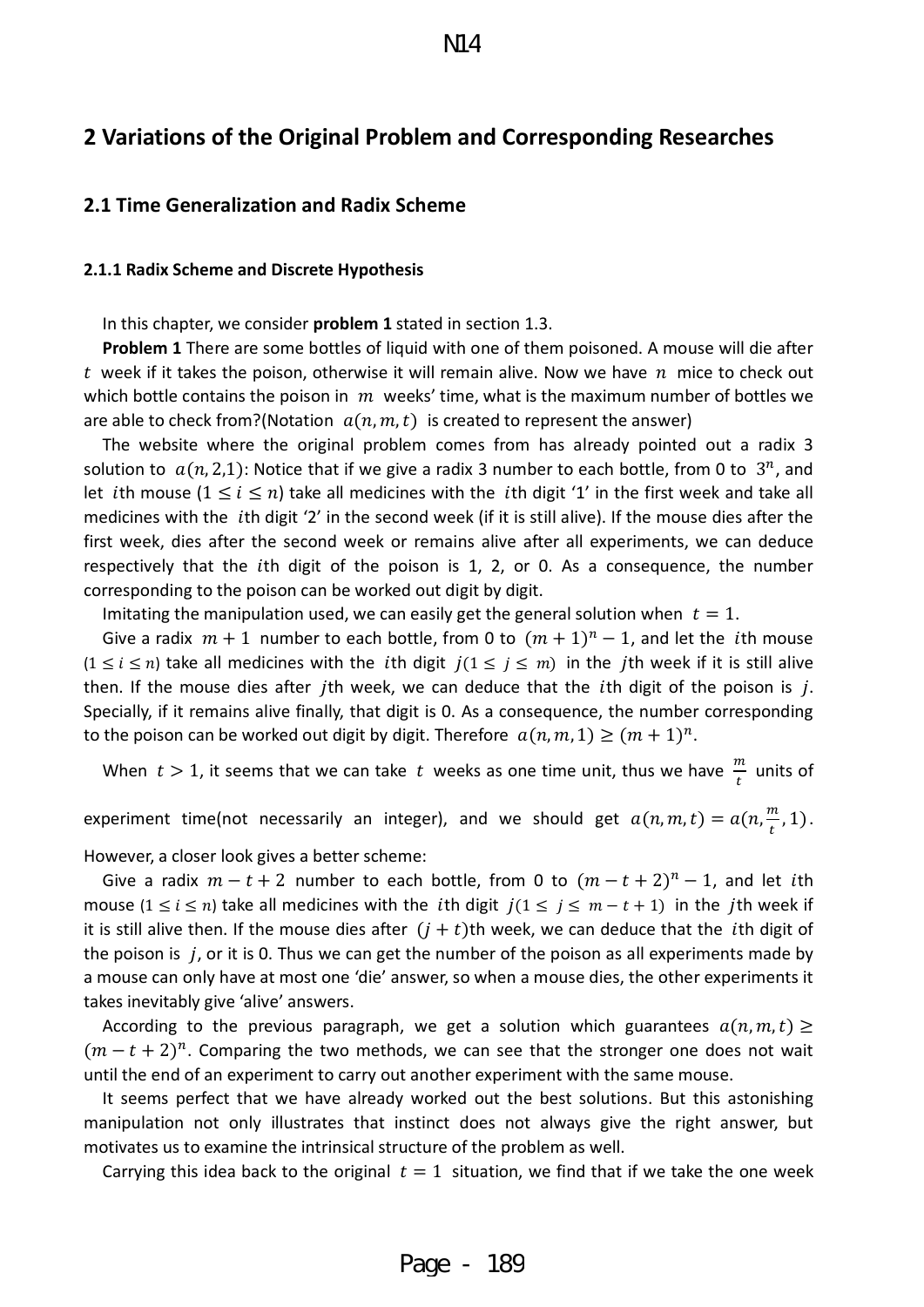## 2 Variations of the Original Problem and Corresponding Researches

### 2.1 Time Generalization and Radix Scheme

#### 2.1.1 Radix Scheme and Discrete Hypothesis

In this chapter, we consider **problem 1** stated in section 1.3.

**Problem 1** There are some bottles of liquid with one of them poisoned. A mouse will die after $t$ week if it takes the poison, otherwise it will remain alive. Now we have $n$ mice to check out which bottle contains the poison in $m$ weeks' time, what is the maximum number of bottles we are able to check from?(Notation $a(n,m,t)$ is created to represent the answer)

The website where the original problem comes from has already pointed out a radix 3 solution to $a(n,2,1)$: Notice that if we give a radix 3 number to each bottle, from 0 to $3^n$, and let $i$th mouse ($1 \leq i \leq n$) take all medicines with the $i$th digit '1' in the first week and take all medicines with the $i$th digit '2' in the second week (if it is still alive). If the mouse dies after the first week, dies after the second week or remains alive after all experiments, we can deduce respectively that the $i$th digit of the poison is 1, 2, or 0. As a consequence, the number corresponding to the poison can be worked out digit by digit.

Imitating the manipulation used, we can easily get the general solution when $t = 1$.

Give a radix $m+1$ number to each bottle, from 0 to $(m+1)^n - 1$, and let the $i$th mouse ($1 \leq i \leq n$) take all medicines with the $i$th digit $j (1 \leq j \leq m)$ in the $j$th week if it is still alive then. If the mouse dies after $j$th week, we can deduce that the $i$th digit of the poison is $j$. Specially, if it remains alive finally, that digit is 0. As a consequence, the number corresponding to the poison can be worked out digit by digit. Therefore $a(n,m,1) \geq (m+1)^n$.

When $t > 1$, it seems that we can take $t$ weeks as one time unit, thus we have $\frac{m}{t}$ units of experiment time(not necessarily an integer), and we should get $a(n,m,t) = a(n,\frac{m}{t},1)$. However, a closer look gives a better scheme:

Give a radix $m-t+2$ number to each bottle, from 0 to $(m-t+2)^n - 1$, and let $i$th mouse ($1 \leq i \leq n$) take all medicines with the $i$th digit $j (1 \leq j \leq m-t+1)$ in the $j$th week if it is still alive then. If the mouse dies after $(j+t)$th week, we can deduce that the $i$th digit of the poison is $j$, or it is 0. Thus we can get the number of the poison as all experiments made by a mouse can only have at most one 'die' answer, so when a mouse dies, the other experiments it takes inevitably give 'alive' answers.

According to the previous paragraph, we get a solution which guarantees $a(n,m,t) \geq (m-t+2)^n$. Comparing the two methods, we can see that the stronger one does not wait until the end of an experiment to carry out another experiment with the same mouse.

It seems perfect that we have already worked out the best solutions. But this astonishing manipulation not only illustrates that instinct does not always give the right answer, but motivates us to examine the intrinsical structure of the problem as well.

Carrying this idea back to the original $t = 1$ situation, we find that if we take the one week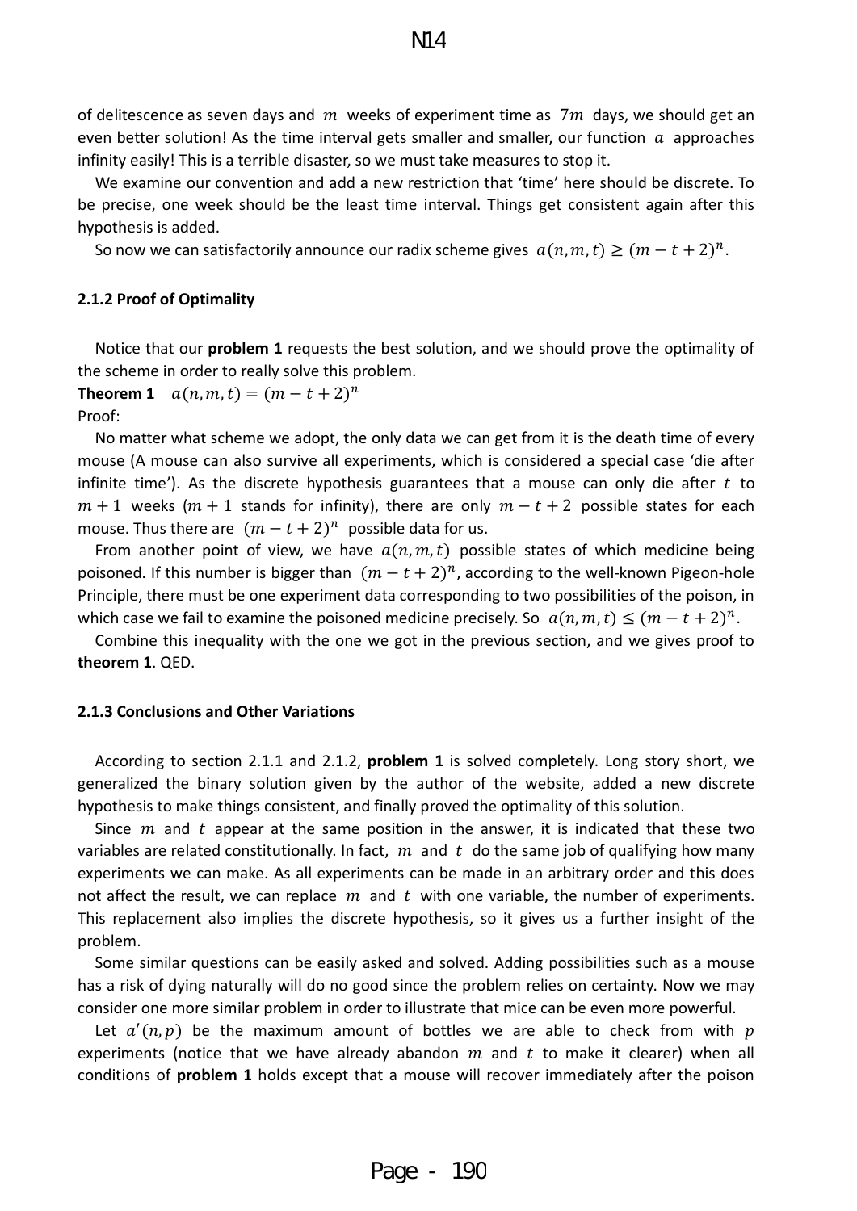of delitescence as seven days and $m$ weeks of experiment time as $7m$ days, we should get an even better solution! As the time interval gets smaller and smaller, our function $a$ approaches infinity easily! This is a terrible disaster, so we must take measures to stop it.

We examine our convention and add a new restriction that 'time' here should be discrete. To be precise, one week should be the least time interval. Things get consistent again after this hypothesis is added.

So now we can satisfactorily announce our radix scheme gives $a(n, m, t) \geq (m - t + 2)^n$.

### 2.1.2 Proof of Optimality

Notice that our **problem 1** requests the best solution, and we should prove the optimality of the scheme in order to really solve this problem.

**Theorem 1** $a(n, m, t) = (m - t + 2)^n$

Proof:

No matter what scheme we adopt, the only data we can get from it is the death time of every mouse (A mouse can also survive all experiments, which is considered a special case 'die after infinite time'). As the discrete hypothesis guarantees that a mouse can only die after $t$ to $m + 1$ weeks ($m + 1$ stands for infinity), there are only $m - t + 2$ possible states for each mouse. Thus there are $(m - t + 2)^n$ possible data for us.

From another point of view, we have $a(n, m, t)$ possible states of which medicine being poisoned. If this number is bigger than $(m - t + 2)^n$, according to the well-known Pigeon-hole Principle, there must be one experiment data corresponding to two possibilities of the poison, in which case we fail to examine the poisoned medicine precisely. So $a(n, m, t) \leq (m - t + 2)^n$.

Combine this inequality with the one we got in the previous section, and we gives proof to **theorem 1**. QED.

### 2.1.3 Conclusions and Other Variations

According to section 2.1.1 and 2.1.2, **problem 1** is solved completely. Long story short, we generalized the binary solution given by the author of the website, added a new discrete hypothesis to make things consistent, and finally proved the optimality of this solution.

Since $m$ and $t$ appear at the same position in the answer, it is indicated that these two variables are related constitutionally. In fact, $m$ and $t$ do the same job of qualifying how many experiments we can make. As all experiments can be made in an arbitrary order and this does not affect the result, we can replace $m$ and $t$ with one variable, the number of experiments. This replacement also implies the discrete hypothesis, so it gives us a further insight of the problem.

Some similar questions can be easily asked and solved. Adding possibilities such as a mouse has a risk of dying naturally will do no good since the problem relies on certainty. Now we may consider one more similar problem in order to illustrate that mice can be even more powerful.

Let $a'(n, p)$ be the maximum amount of bottles we are able to check from with $p$ experiments (notice that we have already abandon $m$ and $t$ to make it clearer) when all conditions of **problem 1** holds except that a mouse will recover immediately after the poison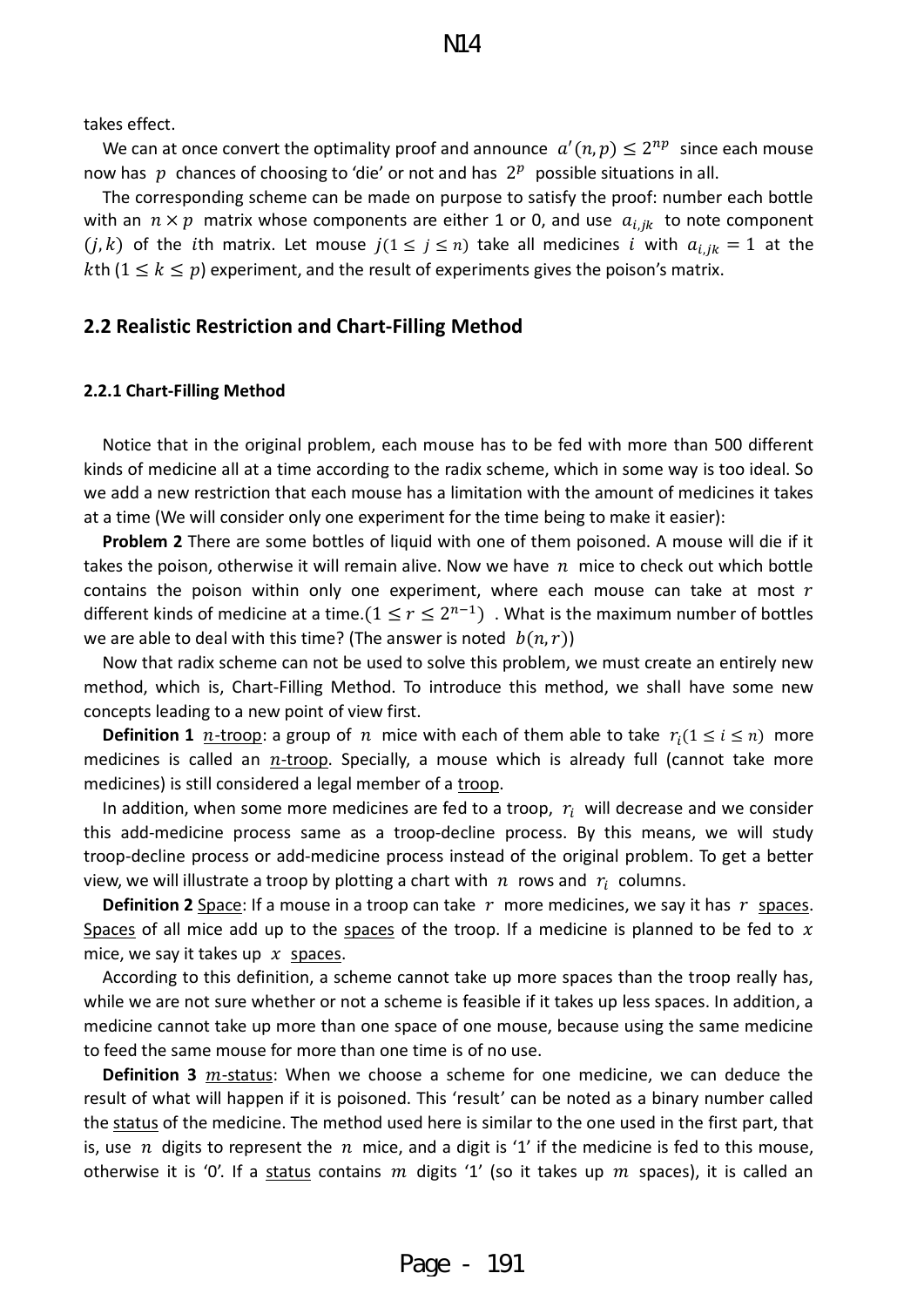takes effect.

We can at once convert the optimality proof and announce $a'(n,p) \le 2^{np}$ since each mouse now has $p$ chances of choosing to 'die' or not and has $2^p$ possible situations in all.

The corresponding scheme can be made on purpose to satisfy the proof: number each bottle with an $n \times p$ matrix whose components are either 1 or 0, and use $a_{i,jk}$ to note component $(j,k)$ of the $i$th matrix. Let mouse $j (1 \le j \le n)$ take all medicines $i$ with $a_{i,jk} = 1$ at the $k$th $(1 \le k \le p)$ experiment, and the result of experiments gives the poison's matrix.

## 2.2 Realistic Restriction and Chart-Filling Method

### 2.2.1 Chart-Filling Method

Notice that in the original problem, each mouse has to be fed with more than 500 different kinds of medicine all at a time according to the radix scheme, which in some way is too ideal. So we add a new restriction that each mouse has a limitation with the amount of medicines it takes at a time (We will consider only one experiment for the time being to make it easier):

**Problem 2** There are some bottles of liquid with one of them poisoned. A mouse will die if it takes the poison, otherwise it will remain alive. Now we have $n$ mice to check out which bottle contains the poison within only one experiment, where each mouse can take at most $r$ different kinds of medicine at a time.$(1 \le r \le 2^{n-1})$ . What is the maximum number of bottles we are able to deal with this time? (The answer is noted $b(n,r)$)

Now that radix scheme can not be used to solve this problem, we must create an entirely new method, which is, Chart-Filling Method. To introduce this method, we shall have some new concepts leading to a new point of view first.

**Definition 1** $n$-troop: a group of $n$ mice with each of them able to take $r_i (1 \le i \le n)$ more medicines is called an $n$-troop. Specially, a mouse which is already full (cannot take more medicines) is still considered a legal member of a troop.

In addition, when some more medicines are fed to a troop, $r_i$ will decrease and we consider this add-medicine process same as a troop-decline process. By this means, we will study troop-decline process or add-medicine process instead of the original problem. To get a better view, we will illustrate a troop by plotting a chart with $n$ rows and $r_i$ columns.

**Definition 2** Space: If a mouse in a troop can take $r$ more medicines, we say it has $r$ spaces. Spaces of all mice add up to the spaces of the troop. If a medicine is planned to be fed to $x$ mice, we say it takes up $x$ spaces.

According to this definition, a scheme cannot take up more spaces than the troop really has, while we are not sure whether or not a scheme is feasible if it takes up less spaces. In addition, a medicine cannot take up more than one space of one mouse, because using the same medicine to feed the same mouse for more than one time is of no use.

**Definition 3** $m$-status: When we choose a scheme for one medicine, we can deduce the result of what will happen if it is poisoned. This 'result' can be noted as a binary number called the status of the medicine. The method used here is similar to the one used in the first part, that is, use $n$ digits to represent the $n$ mice, and a digit is '1' if the medicine is fed to this mouse, otherwise it is '0'. If a status contains $m$ digits '1' (so it takes up $m$ spaces), it is called an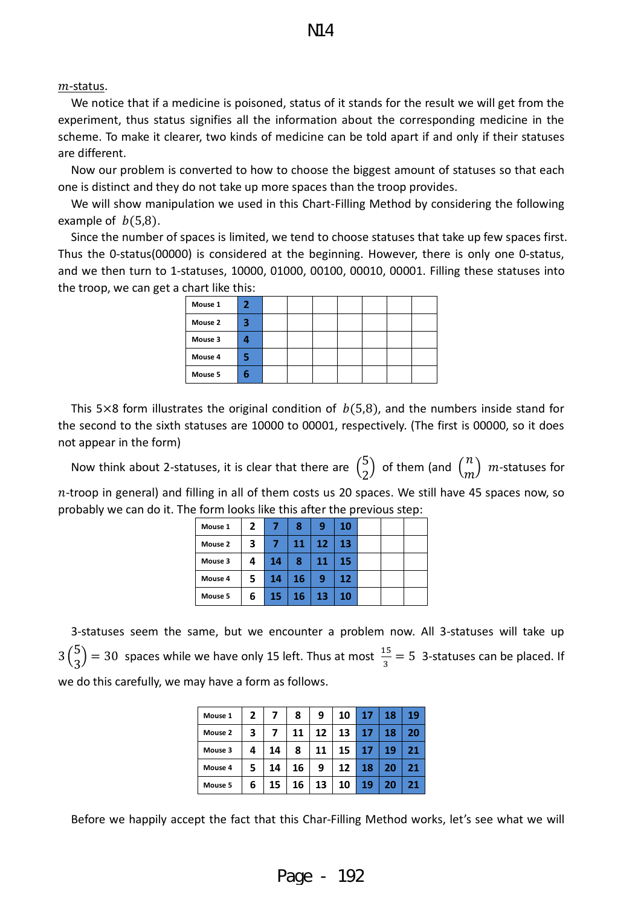$m$-status.

We notice that if a medicine is poisoned, status of it stands for the result we will get from the experiment, thus status signifies all the information about the corresponding medicine in the scheme. To make it clearer, two kinds of medicine can be told apart if and only if their statuses are different.

Now our problem is converted to how to choose the biggest amount of statuses so that each one is distinct and they do not take up more spaces than the troop provides.

We will show manipulation we used in this Chart-Filling Method by considering the following example of $b(5,8)$.

Since the number of spaces is limited, we tend to choose statuses that take up few spaces first. Thus the 0-status(00000) is considered at the beginning. However, there is only one 0-status, and we then turn to 1-statuses, 10000, 01000, 00100, 00010, 00001. Filling these statuses into the troop, we can get a chart like this:

| Mouse 1 | 2 | | | | | | | |
|---|---|---|---|---|---|---|---|---|
| Mouse 2 | 3 | | | | | | | |
| Mouse 3 | 4 | | | | | | | |
| Mouse 4 | 5 | | | | | | | |
| Mouse 5 | 6 | | | | | | | |

This 5×8 form illustrates the original condition of $b(5,8)$, and the numbers inside stand for the second to the sixth statuses are 10000 to 00001, respectively. (The first is 00000, so it does not appear in the form)

Now think about 2-statuses, it is clear that there are $\binom{5}{2}$ of them (and $\binom{n}{m}$ $m$-statuses for $n$-troop in general) and filling in all of them costs us 20 spaces. We still have 45 spaces now, so probably we can do it. The form looks like this after the previous step:

| Mouse 1 | 2 | 7 | 8 | 9 | 10 | | | |
|---|---|---|---|---|---|---|---|---|
| Mouse 2 | 3 | 7 | 11 | 12 | 13 | | | |
| Mouse 3 | 4 | 14 | 8 | 11 | 15 | | | |
| Mouse 4 | 5 | 14 | 16 | 9 | 12 | | | |
| Mouse 5 | 6 | 15 | 16 | 13 | 10 | | | |

3-statuses seem the same, but we encounter a problem now. All 3-statuses will take up $3\binom{5}{3} = 30$ spaces while we have only 15 left. Thus at most $\frac{15}{3} = 5$ 3-statuses can be placed. If we do this carefully, we may have a form as follows.

| Mouse 1 | 2 | 7 | 8 | 9 | 10 | 17 | 18 | 19 |
|---|---|---|---|---|---|---|---|---|
| Mouse 2 | 3 | 7 | 11 | 12 | 13 | 17 | 18 | 20 |
| Mouse 3 | 4 | 14 | 8 | 11 | 15 | 17 | 19 | 21 |
| Mouse 4 | 5 | 14 | 16 | 9 | 12 | 18 | 20 | 21 |
| Mouse 5 | 6 | 15 | 16 | 13 | 10 | 19 | 20 | 21 |

Before we happily accept the fact that this Char-Filling Method works, let's see what we will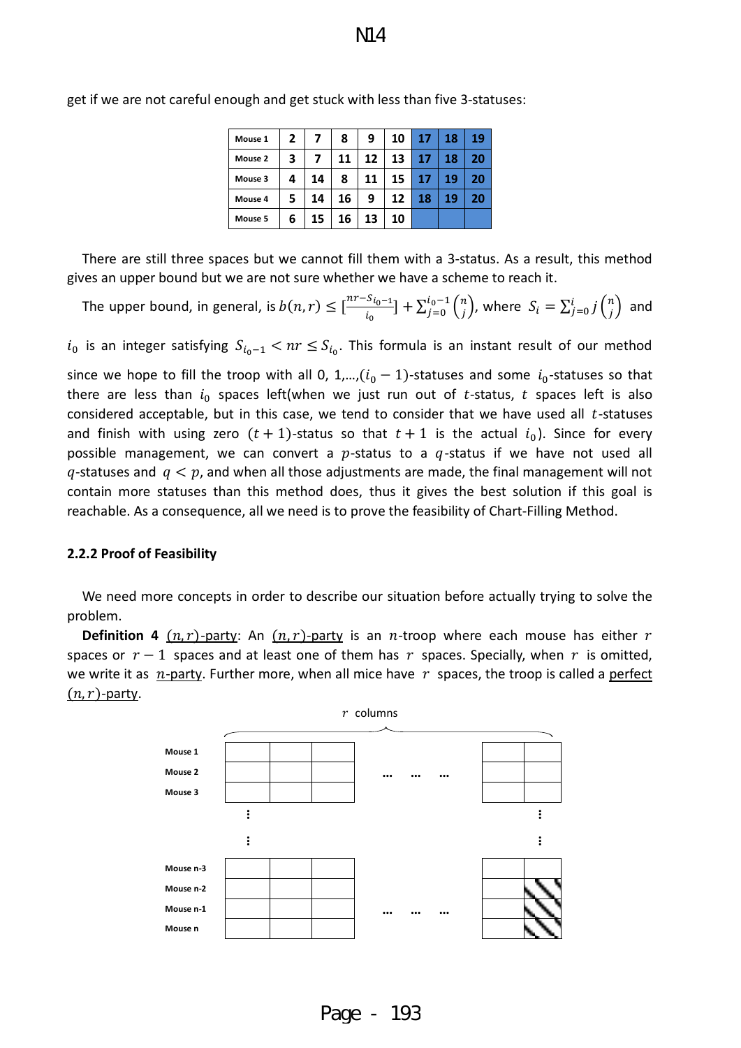get if we are not careful enough and get stuck with less than five 3-statuses:

| Mouse 1 | 2 | 7 | 8 | 9 | 10 | 17 | 18 | 19 |
|---|---|---|---|---|---|---|---|---|
| Mouse 2 | 3 | 7 | 11 | 12 | 13 | 17 | 18 | 20 |
| Mouse 3 | 4 | 14 | 8 | 11 | 15 | 17 | 19 | 20 |
| Mouse 4 | 5 | 14 | 16 | 9 | 12 | 18 | 19 | 20 |
| Mouse 5 | 6 | 15 | 16 | 13 | 10 | | | |

There are still three spaces but we cannot fill them with a 3-status. As a result, this method gives an upper bound but we are not sure whether we have a scheme to reach it.

The upper bound, in general, is $b(n,r) \le [\frac{nr-S_{i_0-1}}{i_0}] + \sum_{j=0}^{i_0-1}\binom{n}{j}$, where $S_i = \sum_{j=0}^{i} j\binom{n}{j}$ and $i_0$ is an integer satisfying $S_{i_0-1} < nr \le S_{i_0}$. This formula is an instant result of our method since we hope to fill the troop with all 0, 1,…,$(i_0-1)$-statuses and some $i_0$-statuses so that there are less than $i_0$ spaces left(when we just run out of $t$-status, $t$ spaces left is also considered acceptable, but in this case, we tend to consider that we have used all $t$-statuses and finish with using zero $(t+1)$-status so that $t+1$ is the actual $i_0$). Since for every possible management, we can convert a $p$-status to a $q$-status if we have not used all $q$-statuses and $q < p$, and when all those adjustments are made, the final management will not contain more statuses than this method does, thus it gives the best solution if this goal is reachable. As a consequence, all we need is to prove the feasibility of Chart-Filling Method.

### 2.2.2 Proof of Feasibility

We need more concepts in order to describe our situation before actually trying to solve the problem.

**Definition 4** $(n,r)$-party: An $(n,r)$-party is an $n$-troop where each mouse has either $r$ spaces or $r-1$ spaces and at least one of them has $r$ spaces. Specially, when $r$ is omitted, we write it as $n$-party. Further more, when all mice have $r$ spaces, the troop is called a perfect $(n,r)$-party.

$r$ columns

Mouse 1
Mouse 2
Mouse 3
…
Mouse n-3
Mouse n-2
Mouse n-1
Mouse n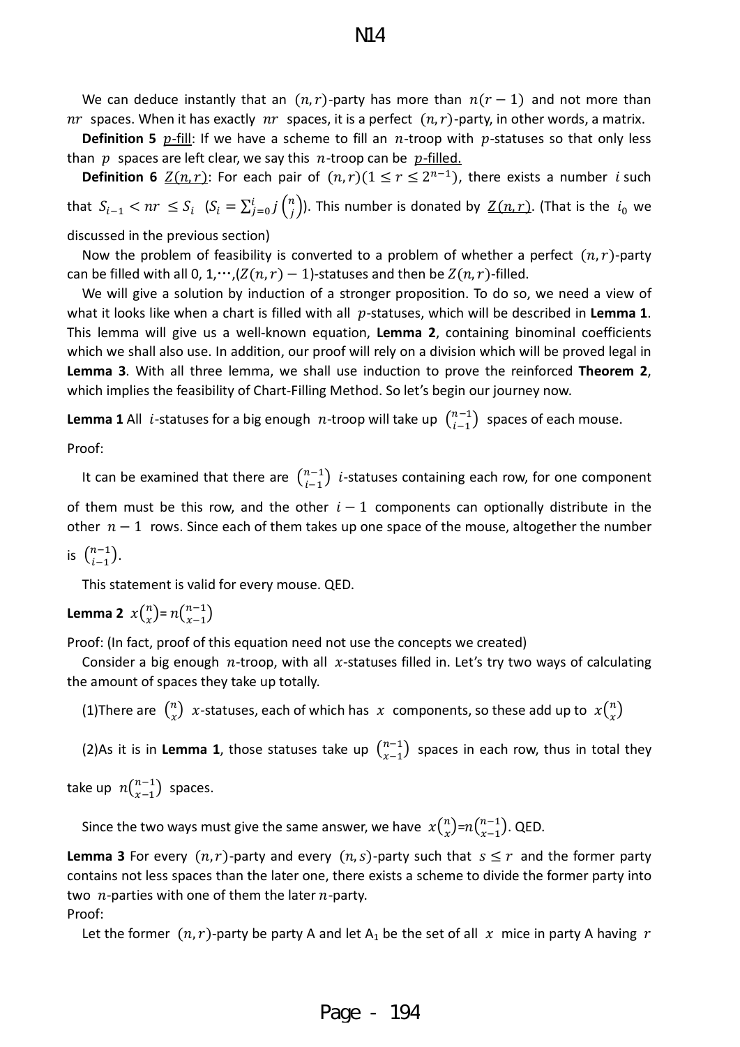We can deduce instantly that an $(n,r)$-party has more than $n(r-1)$ and not more than $nr$ spaces. When it has exactly $nr$ spaces, it is a perfect $(n,r)$-party, in other words, a matrix.

**Definition 5** <u>$p$-fill</u>: If we have a scheme to fill an $n$-troop with $p$-statuses so that only less than $p$ spaces are left clear, we say this $n$-troop can be <u>$p$-filled.</u>

**Definition 6** <u>$Z(n,r)$</u>: For each pair of $(n,r)(1 \le r \le 2^{n-1})$, there exists a number $i$ such that $S_{i-1} < nr \le S_i$ $(S_i = \sum_{j=0}^{i} j\binom{n}{j})$. This number is donated by <u>$Z(n,r)$</u>. (That is the $i_0$ we discussed in the previous section)

Now the problem of feasibility is converted to a problem of whether a perfect $(n,r)$-party can be filled with all 0, 1,⋯,$(Z(n,r)-1)$-statuses and then be $Z(n,r)$-filled.

We will give a solution by induction of a stronger proposition. To do so, we need a view of what it looks like when a chart is filled with all $p$-statuses, which will be described in **Lemma 1**. This lemma will give us a well-known equation, **Lemma 2**, containing binominal coefficients which we shall also use. In addition, our proof will rely on a division which will be proved legal in **Lemma 3**. With all three lemma, we shall use induction to prove the reinforced **Theorem 2**, which implies the feasibility of Chart-Filling Method. So let's begin our journey now.

**Lemma 1** All $i$-statuses for a big enough $n$-troop will take up $\binom{n-1}{i-1}$ spaces of each mouse.

Proof:

It can be examined that there are $\binom{n-1}{i-1}$ $i$-statuses containing each row, for one component of them must be this row, and the other $i-1$ components can optionally distribute in the other $n-1$ rows. Since each of them takes up one space of the mouse, altogether the number is $\binom{n-1}{i-1}$.

This statement is valid for every mouse. QED.

**Lemma 2** $x\binom{n}{x}= n\binom{n-1}{x-1}$

Proof: (In fact, proof of this equation need not use the concepts we created)

Consider a big enough $n$-troop, with all $x$-statuses filled in. Let's try two ways of calculating the amount of spaces they take up totally.

(1)There are $\binom{n}{x}$ $x$-statuses, each of which has $x$ components, so these add up to $x\binom{n}{x}$

(2)As it is in **Lemma 1**, those statuses take up $\binom{n-1}{x-1}$ spaces in each row, thus in total they take up $n\binom{n-1}{x-1}$ spaces.

Since the two ways must give the same answer, we have $x\binom{n}{x}$=$n\binom{n-1}{x-1}$. QED.

**Lemma 3** For every $(n,r)$-party and every $(n,s)$-party such that $s \le r$ and the former party contains not less spaces than the later one, there exists a scheme to divide the former party into two $n$-parties with one of them the later $n$-party.

Proof:

Let the former $(n,r)$-party be party A and let $A_1$ be the set of all $x$ mice in party A having $r$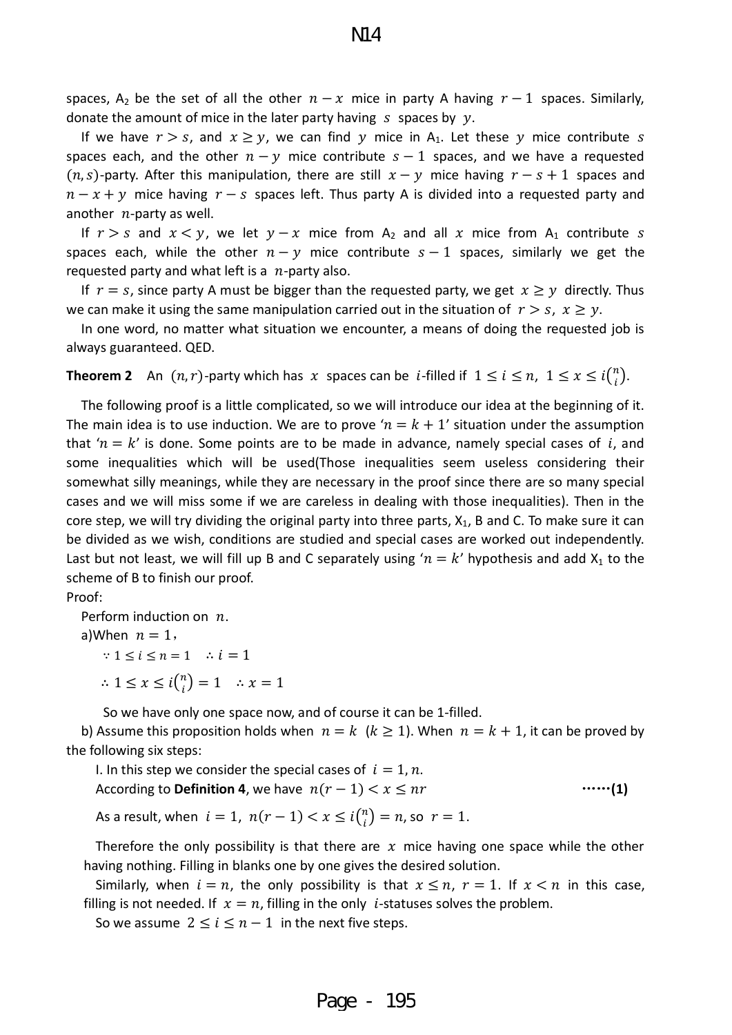spaces, $A_2$ be the set of all the other $n-x$ mice in party A having $r-1$ spaces. Similarly, donate the amount of mice in the later party having $s$ spaces by $y$.

If we have $r>s$, and $x \geq y$, we can find $y$ mice in $A_1$. Let these $y$ mice contribute $s$ spaces each, and the other $n-y$ mice contribute $s-1$ spaces, and we have a requested $(n,s)$-party. After this manipulation, there are still $x-y$ mice having $r-s+1$ spaces and $n-x+y$ mice having $r-s$ spaces left. Thus party A is divided into a requested party and another $n$-party as well.

If $r>s$ and $x<y$, we let $y-x$ mice from $A_2$ and all $x$ mice from $A_1$ contribute $s$ spaces each, while the other $n-y$ mice contribute $s-1$ spaces, similarly we get the requested party and what left is a $n$-party also.

If $r=s$, since party A must be bigger than the requested party, we get $x \geq y$ directly. Thus we can make it using the same manipulation carried out in the situation of $r>s,\ x \geq y$.

In one word, no matter what situation we encounter, a means of doing the requested job is always guaranteed. QED.

**Theorem 2** An $(n,r)$-party which has $x$ spaces can be $i$-filled if $1 \leq i \leq n,\ 1 \leq x \leq i\binom{n}{i}$.

The following proof is a little complicated, so we will introduce our idea at the beginning of it. The main idea is to use induction. We are to prove '$n=k+1$' situation under the assumption that '$n=k$' is done. Some points are to be made in advance, namely special cases of $i$, and some inequalities which will be used(Those inequalities seem useless considering their somewhat silly meanings, while they are necessary in the proof since there are so many special cases and we will miss some if we are careless in dealing with those inequalities). Then in the core step, we will try dividing the original party into three parts, $X_1$, B and C. To make sure it can be divided as we wish, conditions are studied and special cases are worked out independently. Last but not least, we will fill up B and C separately using '$n=k$' hypothesis and add $X_1$ to the scheme of B to finish our proof.

Proof:

Perform induction on $n$.

a)When $n=1$,

$\because 1 \leq i \leq n = 1 \quad \therefore i = 1$

$\therefore 1 \leq x \leq i\binom{n}{i} = 1 \quad \therefore x = 1$

So we have only one space now, and of course it can be 1-filled.

b) Assume this proposition holds when $n=k\ (k \geq 1)$. When $n=k+1$, it can be proved by the following six steps:

I. In this step we consider the special cases of $i=1,n$.

According to **Definition 4**, we have $n(r-1) < x \leq nr$ ……**(1)**

As a result, when $i=1,\ n(r-1) < x \leq i\binom{n}{i} = n$, so $r=1$.

Therefore the only possibility is that there are $x$ mice having one space while the other having nothing. Filling in blanks one by one gives the desired solution.

Similarly, when $i=n$, the only possibility is that $x \leq n,\ r=1$. If $x<n$ in this case, filling is not needed. If $x=n$, filling in the only $i$-statuses solves the problem.

So we assume $2 \leq i \leq n-1$ in the next five steps.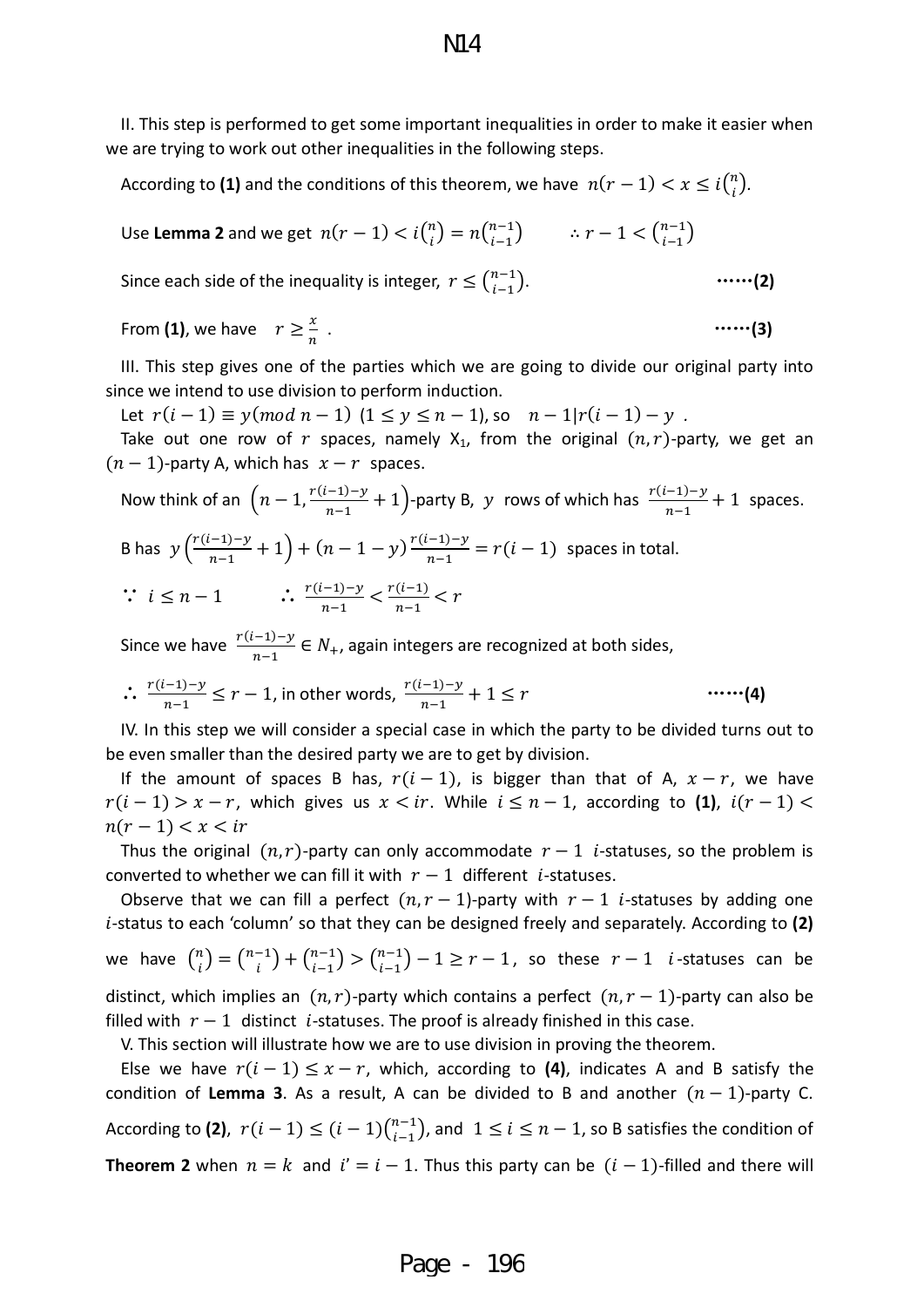II. This step is performed to get some important inequalities in order to make it easier when we are trying to work out other inequalities in the following steps.

According to **(1)** and the conditions of this theorem, we have $n(r-1) < x \le i\binom{n}{i}$.

Use **Lemma 2** and we get $n(r-1) < i\binom{n}{i} = n\binom{n-1}{i-1}$ $\quad \therefore r-1 < \binom{n-1}{i-1}$

Since each side of the inequality is integer, $r \le \binom{n-1}{i-1}$. ……**(2)**

From **(1)**, we have $\quad r \ge \frac{x}{n}$ . ……**(3)**

III. This step gives one of the parties which we are going to divide our original party into since we intend to use division to perform induction.

Let $r(i-1) \equiv y (mod\ n-1)$ $(1 \le y \le n-1)$, so $\quad n-1 | r(i-1) - y$ .

Take out one row of $r$ spaces, namely $X_1$, from the original $(n,r)$-party, we get an $(n-1)$-party A, which has $x-r$ spaces.

Now think of an $\left(n-1, \frac{r(i-1)-y}{n-1}+1\right)$-party B, $y$ rows of which has $\frac{r(i-1)-y}{n-1}+1$ spaces.

B has $y\left(\frac{r(i-1)-y}{n-1}+1\right) + (n-1-y)\frac{r(i-1)-y}{n-1} = r(i-1)$ spaces in total.

$\because\ i \le n-1 \qquad \therefore\ \frac{r(i-1)-y}{n-1} < \frac{r(i-1)}{n-1} < r$

Since we have $\frac{r(i-1)-y}{n-1} \in N_+$, again integers are recognized at both sides,

$\therefore\ \frac{r(i-1)-y}{n-1} \le r-1$, in other words, $\frac{r(i-1)-y}{n-1}+1 \le r$ ……**(4)**

IV. In this step we will consider a special case in which the party to be divided turns out to be even smaller than the desired party we are to get by division.

If the amount of spaces B has, $r(i-1)$, is bigger than that of A, $x-r$, we have $r(i-1) > x-r$, which gives us $x < ir$. While $i \le n-1$, according to **(1)**, $i(r-1) < n(r-1) < x < ir$

Thus the original $(n,r)$-party can only accommodate $r-1$ $i$-statuses, so the problem is converted to whether we can fill it with $r-1$ different $i$-statuses.

Observe that we can fill a perfect $(n, r-1)$-party with $r-1$ $i$-statuses by adding one $i$-status to each 'column' so that they can be designed freely and separately. According to **(2)** we have $\binom{n}{i} = \binom{n-1}{i} + \binom{n-1}{i-1} > \binom{n-1}{i-1} - 1 \ge r-1$, so these $r-1$ $i$-statuses can be distinct, which implies an $(n,r)$-party which contains a perfect $(n, r-1)$-party can also be filled with $r-1$ distinct $i$-statuses. The proof is already finished in this case.

V. This section will illustrate how we are to use division in proving the theorem.

Else we have $r(i-1) \le x-r$, which, according to **(4)**, indicates A and B satisfy the condition of **Lemma 3**. As a result, A can be divided to B and another $(n-1)$-party C. According to **(2)**, $r(i-1) \le (i-1)\binom{n-1}{i-1}$, and $1 \le i \le n-1$, so B satisfies the condition of **Theorem 2** when $n = k$ and $i' = i-1$. Thus this party can be $(i-1)$-filled and there will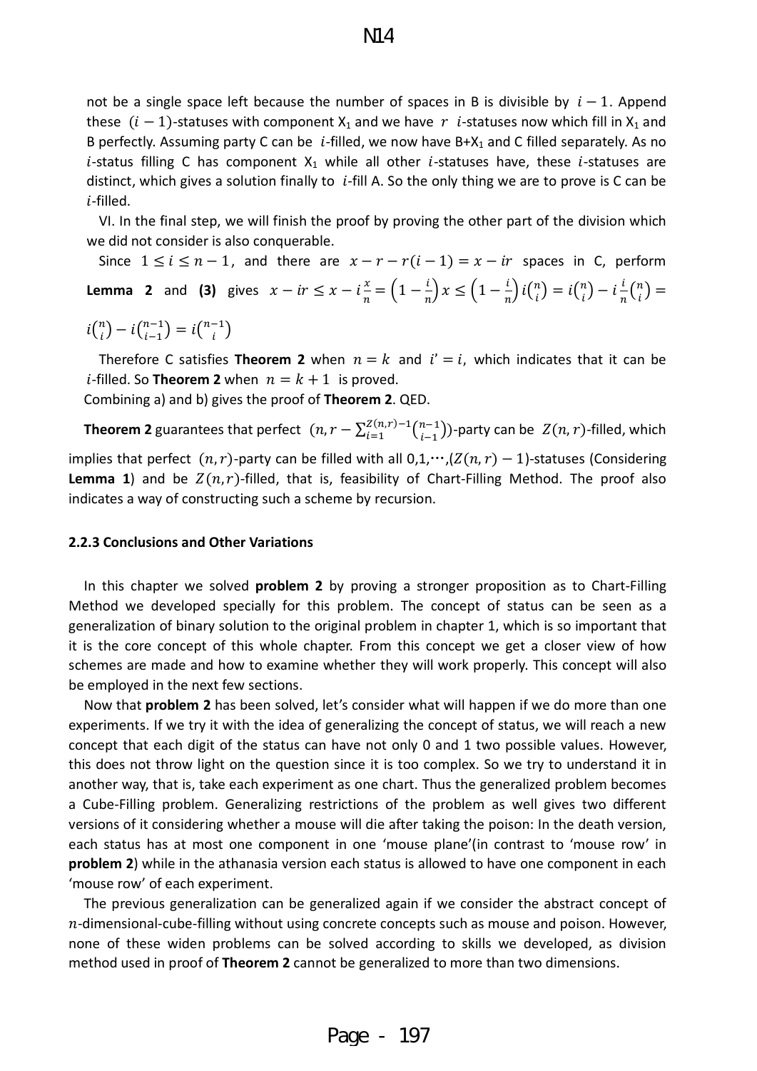not be a single space left because the number of spaces in B is divisible by $i-1$. Append these $(i-1)$-statuses with component $X_1$ and we have $r$ $i$-statuses now which fill in $X_1$ and B perfectly. Assuming party C can be $i$-filled, we now have B+$X_1$ and C filled separately. As no $i$-status filling C has component $X_1$ while all other $i$-statuses have, these $i$-statuses are distinct, which gives a solution finally to $i$-fill A. So the only thing we are to prove is C can be $i$-filled.

VI. In the final step, we will finish the proof by proving the other part of the division which we did not consider is also conquerable.

Since $1 \le i \le n-1$, and there are $x - r - r(i-1) = x - ir$ spaces in C, perform **Lemma 2** and **(3)** gives $x - ir \le x - i\frac{x}{n} = \left(1 - \frac{i}{n}\right)x \le \left(1 - \frac{i}{n}\right)i\binom{n}{i} = i\binom{n}{i} - i\frac{i}{n}\binom{n}{i} = i\binom{n}{i} - i\binom{n-1}{i-1} = i\binom{n-1}{i}$

Therefore C satisfies **Theorem 2** when $n = k$ and $i' = i$, which indicates that it can be $i$-filled. So **Theorem 2** when $n = k+1$ is proved.

Combining a) and b) gives the proof of **Theorem 2**. QED.

**Theorem 2** guarantees that perfect $(n, r - \sum_{i=1}^{Z(n,r)-1}\binom{n-1}{i-1})$-party can be $Z(n,r)$-filled, which implies that perfect $(n,r)$-party can be filled with all $0,1,\cdots,(Z(n,r)-1)$-statuses (Considering **Lemma 1**) and be $Z(n,r)$-filled, that is, feasibility of Chart-Filling Method. The proof also indicates a way of constructing such a scheme by recursion.

### 2.2.3 Conclusions and Other Variations

In this chapter we solved **problem 2** by proving a stronger proposition as to Chart-Filling Method we developed specially for this problem. The concept of status can be seen as a generalization of binary solution to the original problem in chapter 1, which is so important that it is the core concept of this whole chapter. From this concept we get a closer view of how schemes are made and how to examine whether they will work properly. This concept will also be employed in the next few sections.

Now that **problem 2** has been solved, let's consider what will happen if we do more than one experiments. If we try it with the idea of generalizing the concept of status, we will reach a new concept that each digit of the status can have not only 0 and 1 two possible values. However, this does not throw light on the question since it is too complex. So we try to understand it in another way, that is, take each experiment as one chart. Thus the generalized problem becomes a Cube-Filling problem. Generalizing restrictions of the problem as well gives two different versions of it considering whether a mouse will die after taking the poison: In the death version, each status has at most one component in one 'mouse plane'(in contrast to 'mouse row' in **problem 2**) while in the athanasia version each status is allowed to have one component in each 'mouse row' of each experiment.

The previous generalization can be generalized again if we consider the abstract concept of $n$-dimensional-cube-filling without using concrete concepts such as mouse and poison. However, none of these widen problems can be solved according to skills we developed, as division method used in proof of **Theorem 2** cannot be generalized to more than two dimensions.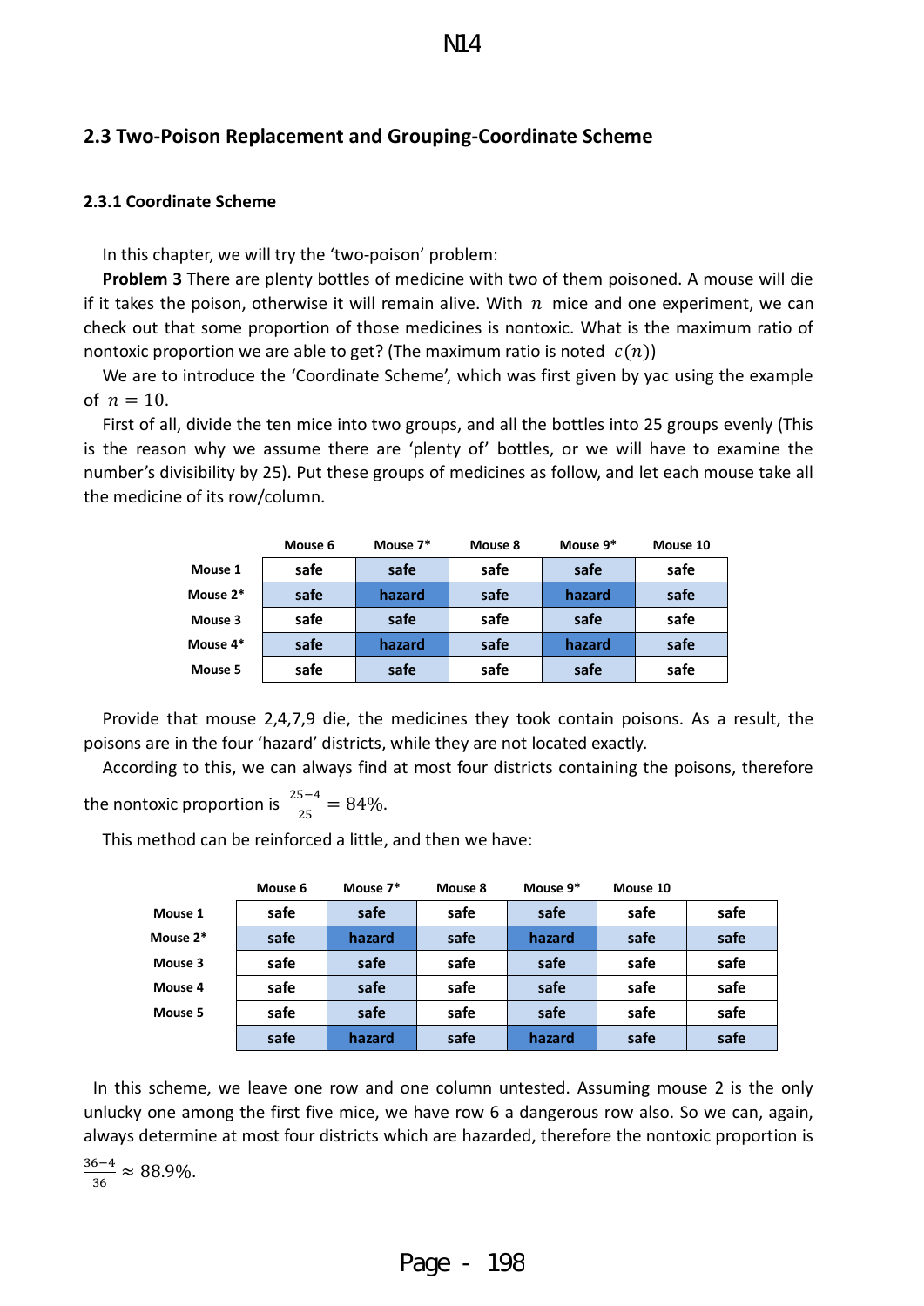## 2.3 Two-Poison Replacement and Grouping-Coordinate Scheme

### 2.3.1 Coordinate Scheme

In this chapter, we will try the 'two-poison' problem:

**Problem 3** There are plenty bottles of medicine with two of them poisoned. A mouse will die if it takes the poison, otherwise it will remain alive. With $n$ mice and one experiment, we can check out that some proportion of those medicines is nontoxic. What is the maximum ratio of nontoxic proportion we are able to get? (The maximum ratio is noted $c(n)$)

We are to introduce the 'Coordinate Scheme', which was first given by yac using the example of $n = 10$.

First of all, divide the ten mice into two groups, and all the bottles into 25 groups evenly (This is the reason why we assume there are 'plenty of' bottles, or we will have to examine the number's divisibility by 25). Put these groups of medicines as follow, and let each mouse take all the medicine of its row/column.

| | Mouse 6 | Mouse 7* | Mouse 8 | Mouse 9* | Mouse 10 |
|---|---|---|---|---|---|
| Mouse 1 | safe | safe | safe | safe | safe |
| Mouse 2* | safe | hazard | safe | hazard | safe |
| Mouse 3 | safe | safe | safe | safe | safe |
| Mouse 4* | safe | hazard | safe | hazard | safe |
| Mouse 5 | safe | safe | safe | safe | safe |

Provide that mouse 2,4,7,9 die, the medicines they took contain poisons. As a result, the poisons are in the four 'hazard' districts, while they are not located exactly.

According to this, we can always find at most four districts containing the poisons, therefore the nontoxic proportion is $\frac{25-4}{25} = 84\%$.

This method can be reinforced a little, and then we have:

| | Mouse 6 | Mouse 7* | Mouse 8 | Mouse 9* | Mouse 10 | |
|---|---|---|---|---|---|---|
| Mouse 1 | safe | safe | safe | safe | safe | safe |
| Mouse 2* | safe | hazard | safe | hazard | safe | safe |
| Mouse 3 | safe | safe | safe | safe | safe | safe |
| Mouse 4 | safe | safe | safe | safe | safe | safe |
| Mouse 5 | safe | safe | safe | safe | safe | safe |
| | safe | hazard | safe | hazard | safe | safe |

In this scheme, we leave one row and one column untested. Assuming mouse 2 is the only unlucky one among the first five mice, we have row 6 a dangerous row also. So we can, again, always determine at most four districts which are hazarded, therefore the nontoxic proportion is $\frac{36-4}{36} \approx 88.9\%$.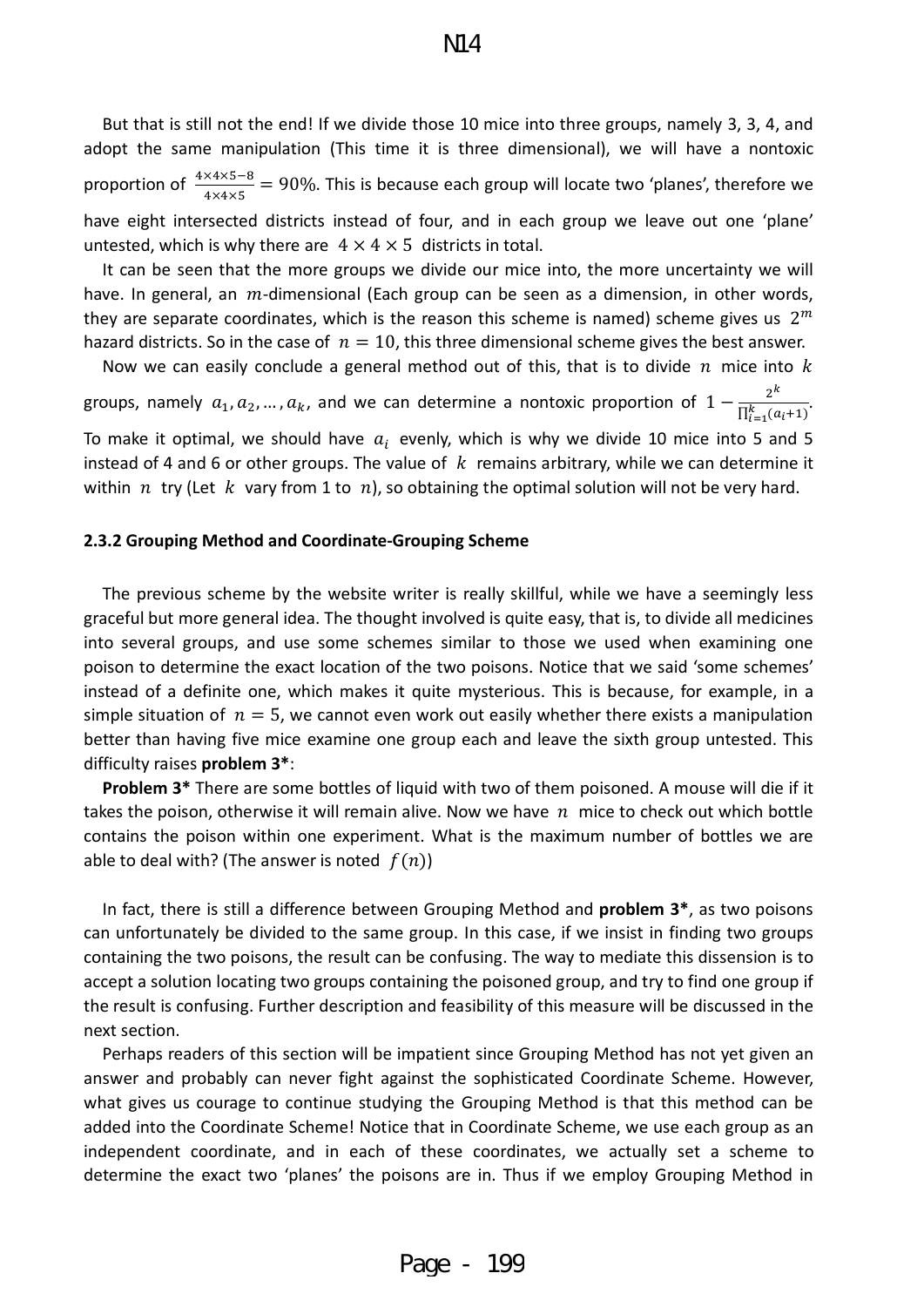But that is still not the end! If we divide those 10 mice into three groups, namely 3, 3, 4, and adopt the same manipulation (This time it is three dimensional), we will have a nontoxic proportion of $\frac{4\times4\times5-8}{4\times4\times5} = 90\%$. This is because each group will locate two 'planes', therefore we have eight intersected districts instead of four, and in each group we leave out one 'plane' untested, which is why there are $4\times4\times5$ districts in total.

It can be seen that the more groups we divide our mice into, the more uncertainty we will have. In general, an $m$-dimensional (Each group can be seen as a dimension, in other words, they are separate coordinates, which is the reason this scheme is named) scheme gives us $2^m$ hazard districts. So in the case of $n = 10$, this three dimensional scheme gives the best answer.

Now we can easily conclude a general method out of this, that is to divide $n$ mice into $k$ groups, namely $a_1, a_2, \dots, a_k$, and we can determine a nontoxic proportion of $1 - \frac{2^k}{\prod_{i=1}^{k}(a_i+1)}$. To make it optimal, we should have $a_i$ evenly, which is why we divide 10 mice into 5 and 5 instead of 4 and 6 or other groups. The value of $k$ remains arbitrary, while we can determine it within $n$ try (Let $k$ vary from 1 to $n$), so obtaining the optimal solution will not be very hard.

#### 2.3.2 Grouping Method and Coordinate-Grouping Scheme

The previous scheme by the website writer is really skillful, while we have a seemingly less graceful but more general idea. The thought involved is quite easy, that is, to divide all medicines into several groups, and use some schemes similar to those we used when examining one poison to determine the exact location of the two poisons. Notice that we said 'some schemes' instead of a definite one, which makes it quite mysterious. This is because, for example, in a simple situation of $n = 5$, we cannot even work out easily whether there exists a manipulation better than having five mice examine one group each and leave the sixth group untested. This difficulty raises **problem 3***:

**Problem 3*** There are some bottles of liquid with two of them poisoned. A mouse will die if it takes the poison, otherwise it will remain alive. Now we have $n$ mice to check out which bottle contains the poison within one experiment. What is the maximum number of bottles we are able to deal with? (The answer is noted $f(n)$)

In fact, there is still a difference between Grouping Method and **problem 3***, as two poisons can unfortunately be divided to the same group. In this case, if we insist in finding two groups containing the two poisons, the result can be confusing. The way to mediate this dissension is to accept a solution locating two groups containing the poisoned group, and try to find one group if the result is confusing. Further description and feasibility of this measure will be discussed in the next section.

Perhaps readers of this section will be impatient since Grouping Method has not yet given an answer and probably can never fight against the sophisticated Coordinate Scheme. However, what gives us courage to continue studying the Grouping Method is that this method can be added into the Coordinate Scheme! Notice that in Coordinate Scheme, we use each group as an independent coordinate, and in each of these coordinates, we actually set a scheme to determine the exact two 'planes' the poisons are in. Thus if we employ Grouping Method in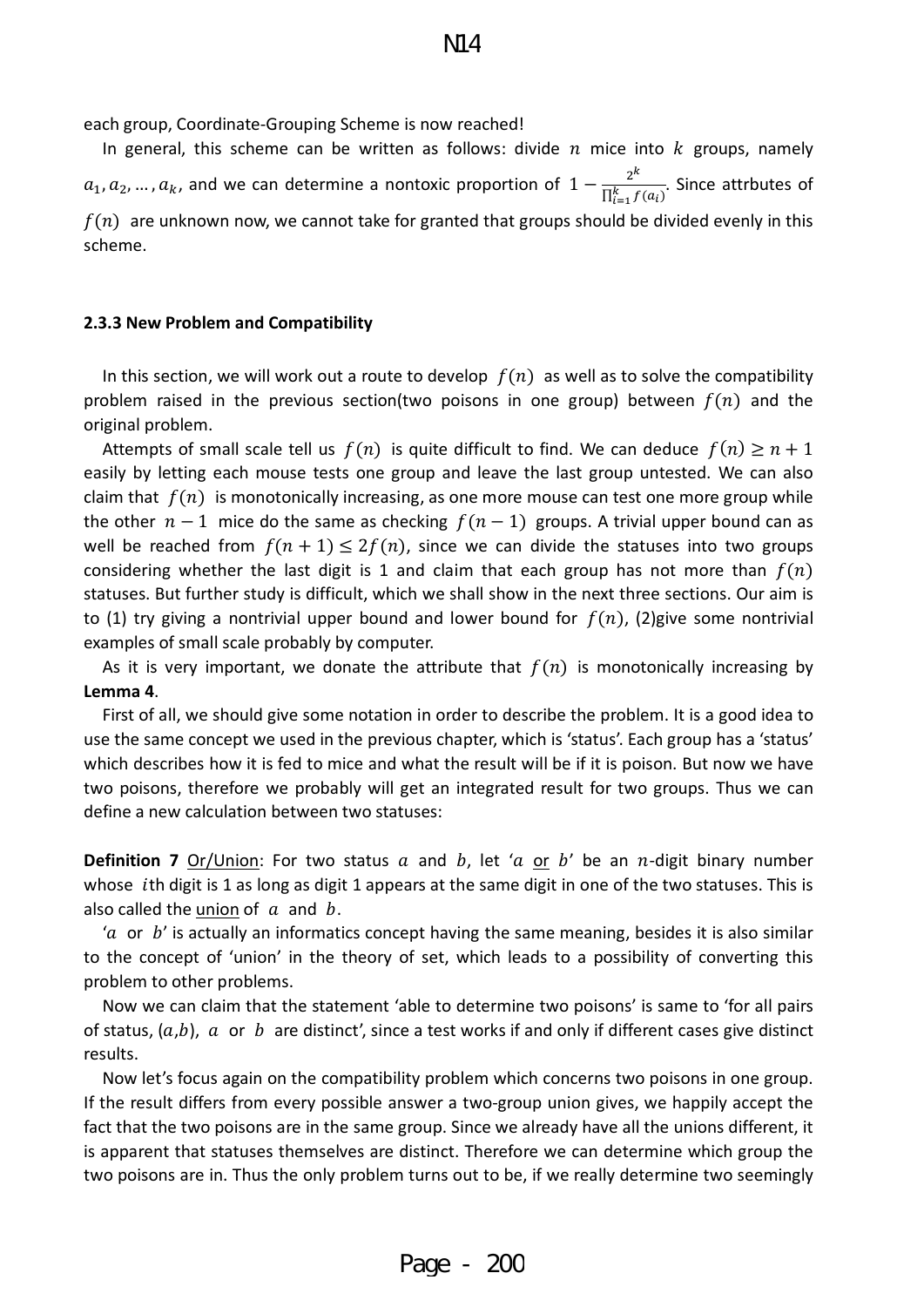each group, Coordinate-Grouping Scheme is now reached!

In general, this scheme can be written as follows: divide $n$ mice into $k$ groups, namely $a_1, a_2, \ldots, a_k$, and we can determine a nontoxic proportion of $1 - \frac{2^k}{\prod_{i=1}^{k} f(a_i)}$. Since attrbutes of $f(n)$ are unknown now, we cannot take for granted that groups should be divided evenly in this scheme.

### 2.3.3 New Problem and Compatibility

In this section, we will work out a route to develop $f(n)$ as well as to solve the compatibility problem raised in the previous section(two poisons in one group) between $f(n)$ and the original problem.

Attempts of small scale tell us $f(n)$ is quite difficult to find. We can deduce $f(n) \geq n + 1$ easily by letting each mouse tests one group and leave the last group untested. We can also claim that $f(n)$ is monotonically increasing, as one more mouse can test one more group while the other $n - 1$ mice do the same as checking $f(n-1)$ groups. A trivial upper bound can as well be reached from $f(n+1) \leq 2f(n)$, since we can divide the statuses into two groups considering whether the last digit is 1 and claim that each group has not more than $f(n)$ statuses. But further study is difficult, which we shall show in the next three sections. Our aim is to (1) try giving a nontrivial upper bound and lower bound for $f(n)$, (2)give some nontrivial examples of small scale probably by computer.

As it is very important, we donate the attribute that $f(n)$ is monotonically increasing by **Lemma 4**.

First of all, we should give some notation in order to describe the problem. It is a good idea to use the same concept we used in the previous chapter, which is 'status'. Each group has a 'status' which describes how it is fed to mice and what the result will be if it is poison. But now we have two poisons, therefore we probably will get an integrated result for two groups. Thus we can define a new calculation between two statuses:

**Definition 7** Or/Union: For two status $a$ and $b$, let '$a$ or $b$' be an $n$-digit binary number whose $i$th digit is 1 as long as digit 1 appears at the same digit in one of the two statuses. This is also called the union of $a$ and $b$.

'$a$ or $b$' is actually an informatics concept having the same meaning, besides it is also similar to the concept of 'union' in the theory of set, which leads to a possibility of converting this problem to other problems.

Now we can claim that the statement 'able to determine two poisons' is same to 'for all pairs of status, $(a,b)$, $a$ or $b$ are distinct', since a test works if and only if different cases give distinct results.

Now let's focus again on the compatibility problem which concerns two poisons in one group. If the result differs from every possible answer a two-group union gives, we happily accept the fact that the two poisons are in the same group. Since we already have all the unions different, it is apparent that statuses themselves are distinct. Therefore we can determine which group the two poisons are in. Thus the only problem turns out to be, if we really determine two seemingly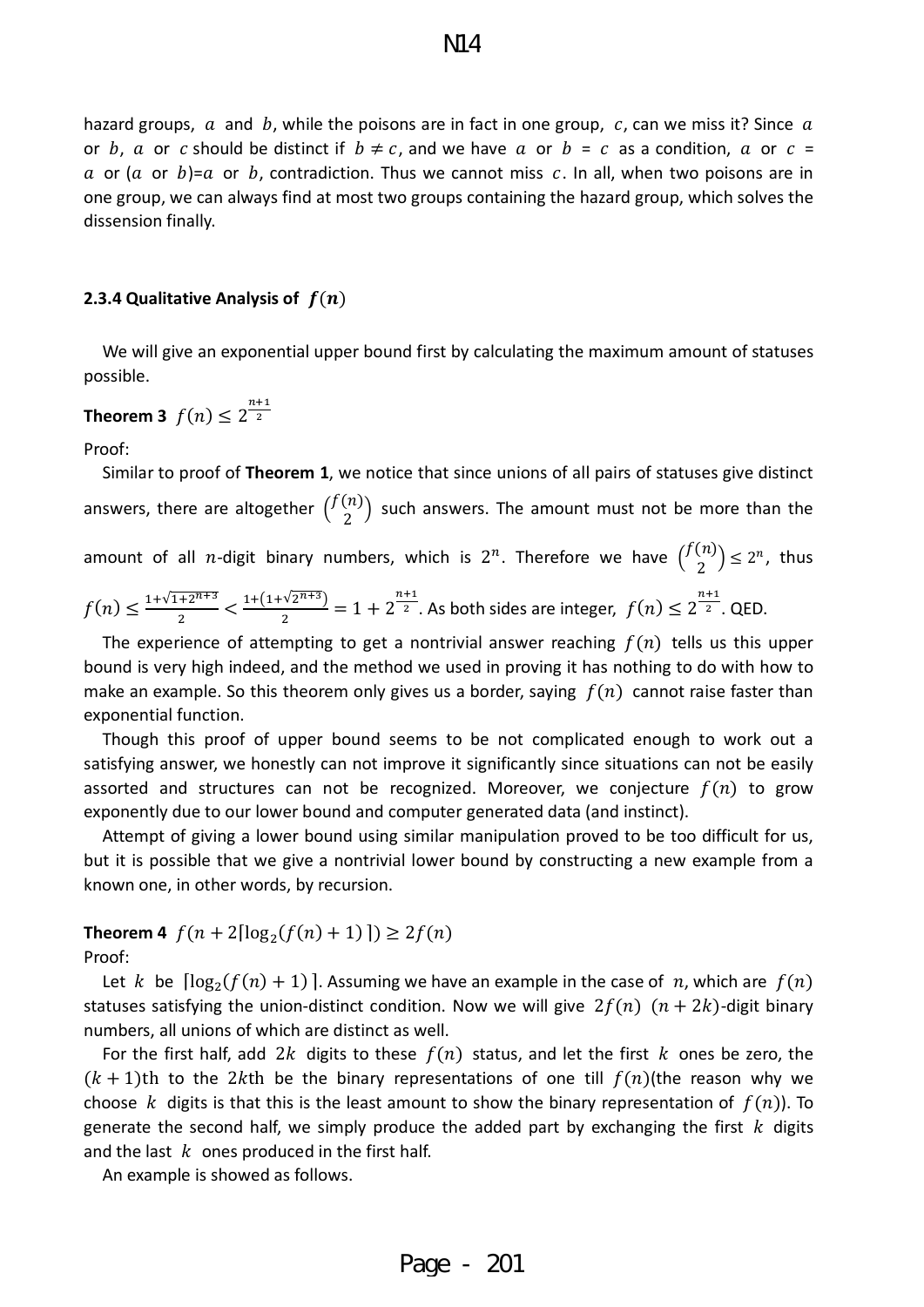hazard groups, $a$ and $b$, while the poisons are in fact in one group, $c$, can we miss it? Since $a$ or $b$, $a$ or $c$ should be distinct if $b \neq c$, and we have $a$ or $b$ = $c$ as a condition, $a$ or $c$ = $a$ or ($a$ or $b$)=$a$ or $b$, contradiction. Thus we cannot miss $c$. In all, when two poisons are in one group, we can always find at most two groups containing the hazard group, which solves the dissension finally.

### 2.3.4 Qualitative Analysis of $f(n)$

We will give an exponential upper bound first by calculating the maximum amount of statuses possible.

**Theorem 3** $f(n) \leq 2^{\frac{n+1}{2}}$

Proof:

Similar to proof of **Theorem 1**, we notice that since unions of all pairs of statuses give distinct answers, there are altogether $\binom{f(n)}{2}$ such answers. The amount must not be more than the amount of all $n$-digit binary numbers, which is $2^n$. Therefore we have $\binom{f(n)}{2} \leq 2^n$, thus $f(n) \leq \frac{1+\sqrt{1+2^{n+3}}}{2} < \frac{1+(1+\sqrt{2^{n+3}})}{2} = 1 + 2^{\frac{n+1}{2}}$. As both sides are integer, $f(n) \leq 2^{\frac{n+1}{2}}$. QED.

The experience of attempting to get a nontrivial answer reaching $f(n)$ tells us this upper bound is very high indeed, and the method we used in proving it has nothing to do with how to make an example. So this theorem only gives us a border, saying $f(n)$ cannot raise faster than exponential function.

Though this proof of upper bound seems to be not complicated enough to work out a satisfying answer, we honestly can not improve it significantly since situations can not be easily assorted and structures can not be recognized. Moreover, we conjecture $f(n)$ to grow exponently due to our lower bound and computer generated data (and instinct).

Attempt of giving a lower bound using similar manipulation proved to be too difficult for us, but it is possible that we give a nontrivial lower bound by constructing a new example from a known one, in other words, by recursion.

**Theorem 4** $f(n + 2\lceil\log_2(f(n) + 1)\rceil) \geq 2f(n)$

Proof:

Let $k$ be $\lceil\log_2(f(n) + 1)\rceil$. Assuming we have an example in the case of $n$, which are $f(n)$ statuses satisfying the union-distinct condition. Now we will give $2f(n)$ $(n + 2k)$-digit binary numbers, all unions of which are distinct as well.

For the first half, add $2k$ digits to these $f(n)$ status, and let the first $k$ ones be zero, the $(k + 1)$th to the $2k$th be the binary representations of one till $f(n)$(the reason why we choose $k$ digits is that this is the least amount to show the binary representation of $f(n)$). To generate the second half, we simply produce the added part by exchanging the first $k$ digits and the last $k$ ones produced in the first half.

An example is showed as follows.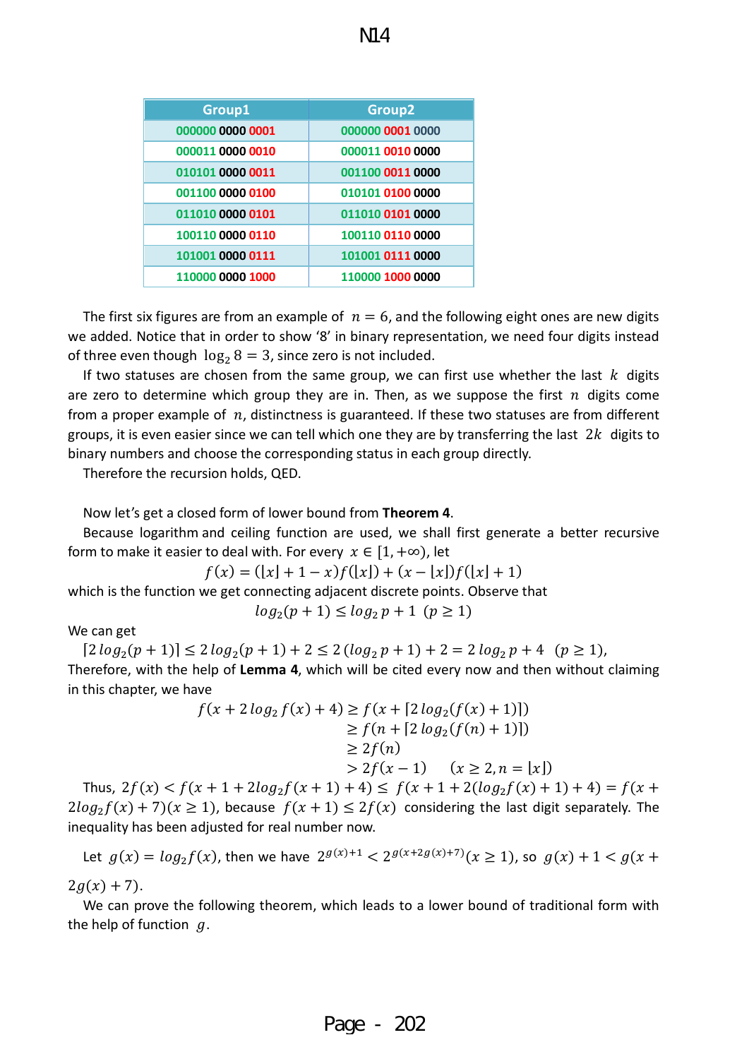| Group1 | Group2 |
|---|---|
| 000000 0000 0001 | 000000 0001 0000 |
| 000011 0000 0010 | 000011 0010 0000 |
| 010101 0000 0011 | 001100 0011 0000 |
| 001100 0000 0100 | 010101 0100 0000 |
| 011010 0000 0101 | 011010 0101 0000 |
| 100110 0000 0110 | 100110 0110 0000 |
| 101001 0000 0111 | 101001 0111 0000 |
| 110000 0000 1000 | 110000 1000 0000 |

The first six figures are from an example of $n = 6$, and the following eight ones are new digits we added. Notice that in order to show '8' in binary representation, we need four digits instead of three even though $\log_2 8 = 3$, since zero is not included.

If two statuses are chosen from the same group, we can first use whether the last $k$ digits are zero to determine which group they are in. Then, as we suppose the first $n$ digits come from a proper example of $n$, distinctness is guaranteed. If these two statuses are from different groups, it is even easier since we can tell which one they are by transferring the last $2k$ digits to binary numbers and choose the corresponding status in each group directly.

Therefore the recursion holds, QED.

Now let's get a closed form of lower bound from **Theorem 4**.

Because logarithm and ceiling function are used, we shall first generate a better recursive form to make it easier to deal with. For every $x \in [1, +\infty)$, let

$$f(x) = (\lfloor x \rfloor + 1 - x)f(\lfloor x \rfloor) + (x - \lfloor x \rfloor)f(\lfloor x \rfloor + 1)$$

which is the function we get connecting adjacent discrete points. Observe that

$$log_2(p+1) \le log_2 p + 1 \ \ (p \ge 1)$$

We can get

$$\lceil 2\,log_2(p+1) \rceil \le 2\,log_2(p+1) + 2 \le 2\,(log_2 p + 1) + 2 = 2\,log_2 p + 4 \ \ (p \ge 1),$$

Therefore, with the help of **Lemma 4**, which will be cited every now and then without claiming in this chapter, we have

$$\begin{aligned} f(x + 2\,log_2 f(x) + 4) &\ge f(x + \lceil 2\,log_2(f(x) + 1) \rceil) \\ &\ge f(n + \lceil 2\,log_2(f(n) + 1) \rceil) \\ &\ge 2f(n) \\ &> 2f(x-1) \qquad (x \ge 2, n = \lfloor x \rfloor) \end{aligned}$$

Thus, $2f(x) < f(x + 1 + 2log_2 f(x+1) + 4) \le f(x + 1 + 2(log_2 f(x) + 1) + 4) = f(x + 2log_2 f(x) + 7)(x \ge 1)$, because $f(x+1) \le 2f(x)$ considering the last digit separately. The inequality has been adjusted for real number now.

Let $g(x) = log_2 f(x)$, then we have $2^{g(x)+1} < 2^{g(x+2g(x)+7)}(x \ge 1)$, so $g(x) + 1 < g(x + 2g(x) + 7)$.

We can prove the following theorem, which leads to a lower bound of traditional form with the help of function $g$.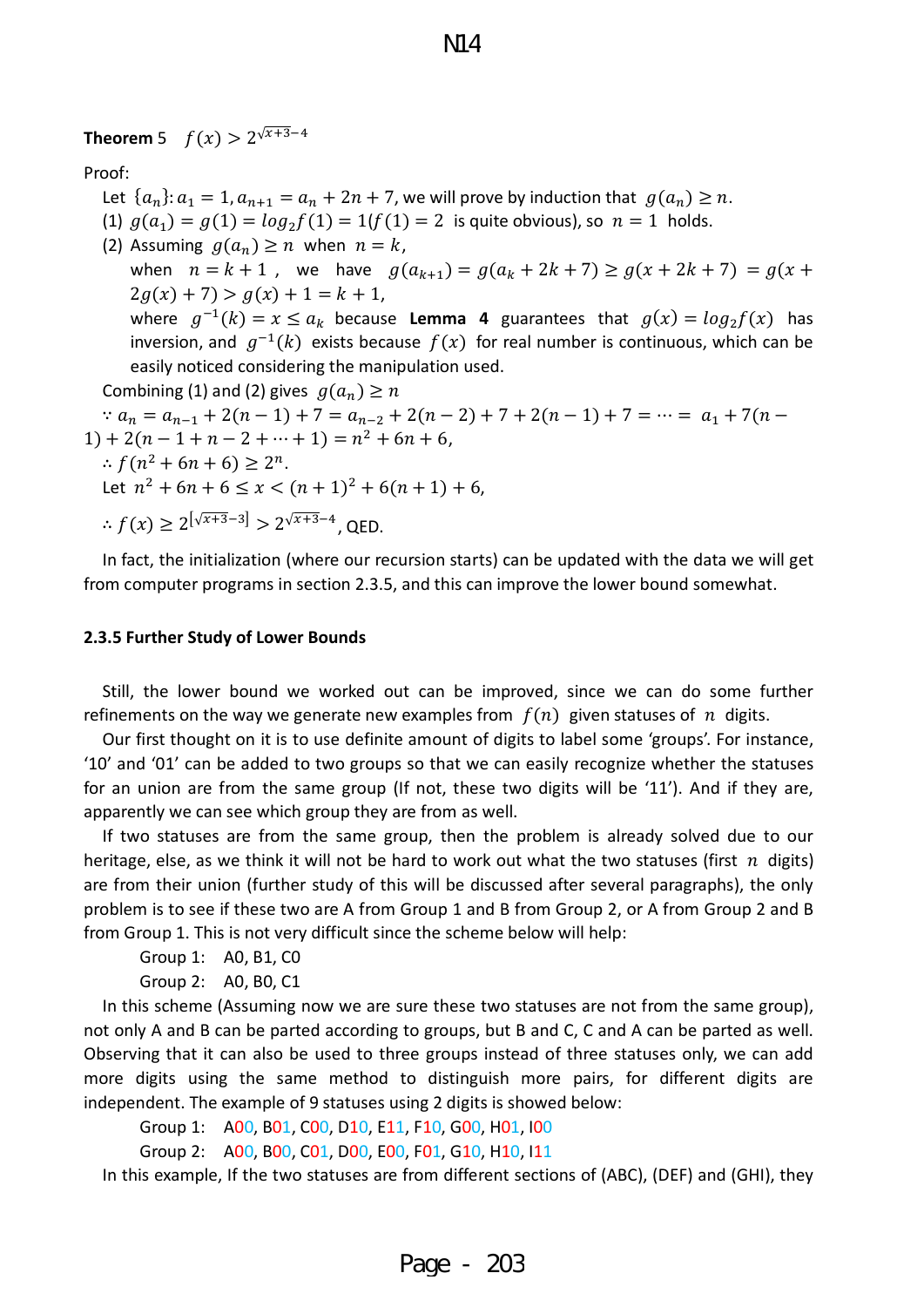**Theorem 5** $f(x) > 2^{\sqrt{x+3}-4}$

Proof:

Let $\{a_n\}: a_1 = 1, a_{n+1} = a_n + 2n + 7$, we will prove by induction that $g(a_n) \geq n$.

(1) $g(a_1) = g(1) = log_2 f(1) = 1$($f(1) = 2$ is quite obvious), so $n = 1$ holds.

(2) Assuming $g(a_n) \geq n$ when $n = k$,

when $n = k + 1$, we have $g(a_{k+1}) = g(a_k + 2k + 7) \geq g(x + 2k + 7) = g(x + 2g(x) + 7) > g(x) + 1 = k + 1$,

where $g^{-1}(k) = x \leq a_k$ because **Lemma 4** guarantees that $g(x) = log_2 f(x)$ has inversion, and $g^{-1}(k)$ exists because $f(x)$ for real number is continuous, which can be easily noticed considering the manipulation used.

Combining (1) and (2) gives $g(a_n) \geq n$

$\because a_n = a_{n-1} + 2(n-1) + 7 = a_{n-2} + 2(n-2) + 7 + 2(n-1) + 7 = \cdots = a_1 + 7(n-1) + 2(n-1+n-2+\cdots+1) = n^2 + 6n + 6$,

$\therefore f(n^2 + 6n + 6) \geq 2^n$.

Let $n^2 + 6n + 6 \leq x < (n+1)^2 + 6(n+1) + 6$,

$\therefore f(x) \geq 2^{[\sqrt{x+3}-3]} > 2^{\sqrt{x+3}-4}$, QED.

In fact, the initialization (where our recursion starts) can be updated with the data we will get from computer programs in section 2.3.5, and this can improve the lower bound somewhat.

### 2.3.5 Further Study of Lower Bounds

Still, the lower bound we worked out can be improved, since we can do some further refinements on the way we generate new examples from $f(n)$ given statuses of $n$ digits.

Our first thought on it is to use definite amount of digits to label some 'groups'. For instance, '10' and '01' can be added to two groups so that we can easily recognize whether the statuses for an union are from the same group (If not, these two digits will be '11'). And if they are, apparently we can see which group they are from as well.

If two statuses are from the same group, then the problem is already solved due to our heritage, else, as we think it will not be hard to work out what the two statuses (first $n$ digits) are from their union (further study of this will be discussed after several paragraphs), the only problem is to see if these two are A from Group 1 and B from Group 2, or A from Group 2 and B from Group 1. This is not very difficult since the scheme below will help:

Group 1: A0, B1, C0

Group 2: A0, B0, C1

In this scheme (Assuming now we are sure these two statuses are not from the same group), not only A and B can be parted according to groups, but B and C, C and A can be parted as well. Observing that it can also be used to three groups instead of three statuses only, we can add more digits using the same method to distinguish more pairs, for different digits are independent. The example of 9 statuses using 2 digits is showed below:

Group 1: A00, B01, C00, D10, E11, F10, G00, H01, I00

Group 2: A00, B00, C01, D00, E00, F01, G10, H10, I11

In this example, If the two statuses are from different sections of (ABC), (DEF) and (GHI), they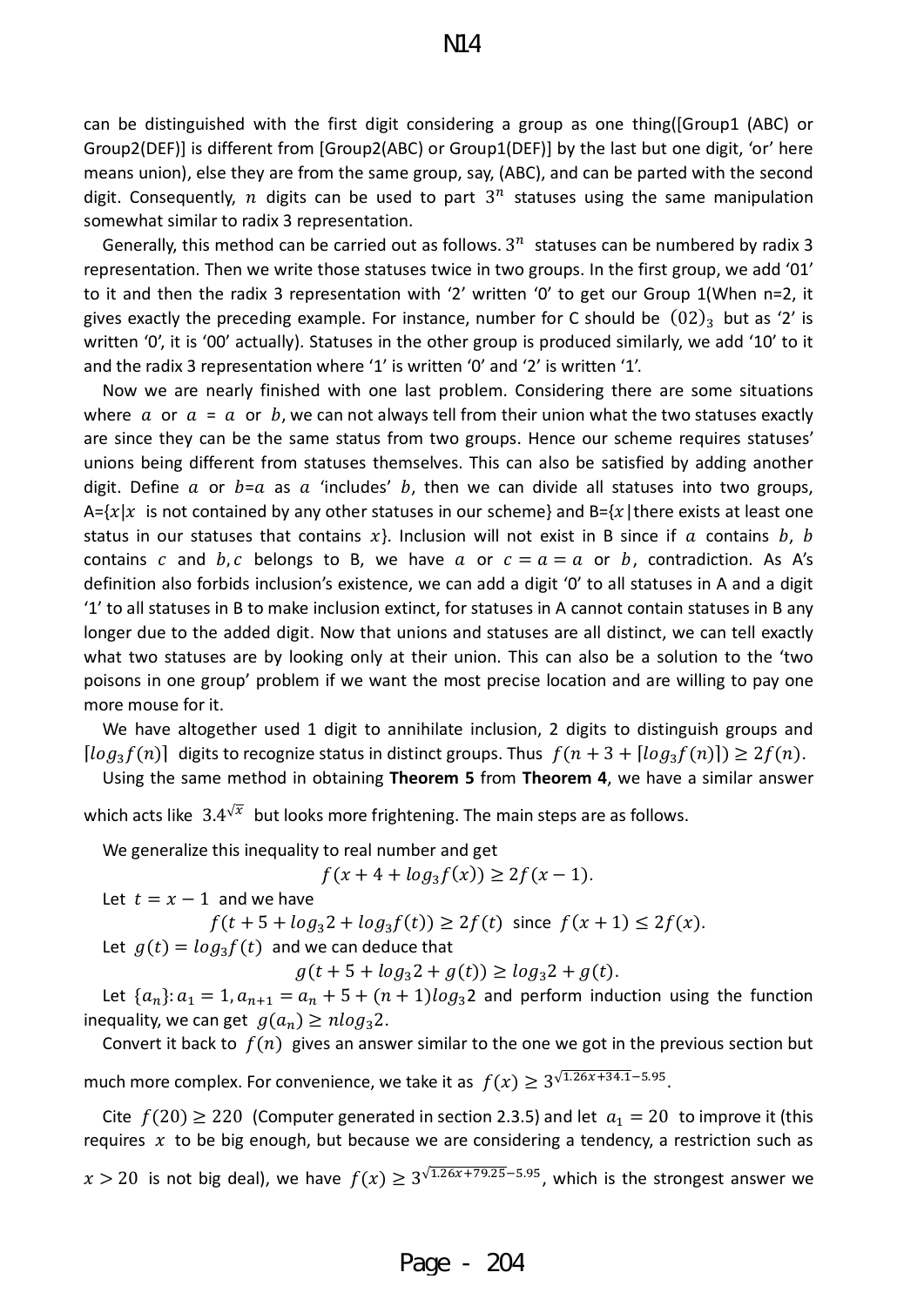can be distinguished with the first digit considering a group as one thing([Group1 (ABC) or Group2(DEF)] is different from [Group2(ABC) or Group1(DEF)] by the last but one digit, 'or' here means union), else they are from the same group, say, (ABC), and can be parted with the second digit. Consequently, $n$ digits can be used to part $3^n$ statuses using the same manipulation somewhat similar to radix 3 representation.

Generally, this method can be carried out as follows. $3^n$ statuses can be numbered by radix 3 representation. Then we write those statuses twice in two groups. In the first group, we add '01' to it and then the radix 3 representation with '2' written '0' to get our Group 1(When n=2, it gives exactly the preceding example. For instance, number for C should be $(02)_3$ but as '2' is written '0', it is '00' actually). Statuses in the other group is produced similarly, we add '10' to it and the radix 3 representation where '1' is written '0' and '2' is written '1'.

Now we are nearly finished with one last problem. Considering there are some situations where $a$ or $a$ = $a$ or $b$, we can not always tell from their union what the two statuses exactly are since they can be the same status from two groups. Hence our scheme requires statuses' unions being different from statuses themselves. This can also be satisfied by adding another digit. Define $a$ or $b$=$a$ as $a$ 'includes' $b$, then we can divide all statuses into two groups, A={$x$|$x$ is not contained by any other statuses in our scheme} and B={$x$|there exists at least one status in our statuses that contains $x$}. Inclusion will not exist in B since if $a$ contains $b$, $b$ contains $c$ and $b,c$ belongs to B, we have $a$ or $c = a = a$ or $b$, contradiction. As A's definition also forbids inclusion's existence, we can add a digit '0' to all statuses in A and a digit '1' to all statuses in B to make inclusion extinct, for statuses in A cannot contain statuses in B any longer due to the added digit. Now that unions and statuses are all distinct, we can tell exactly what two statuses are by looking only at their union. This can also be a solution to the 'two poisons in one group' problem if we want the most precise location and are willing to pay one more mouse for it.

We have altogether used 1 digit to annihilate inclusion, 2 digits to distinguish groups and $\lceil log_3 f(n)\rceil$ digits to recognize status in distinct groups. Thus $f(n+3+\lceil log_3 f(n)\rceil) \geq 2f(n)$.

Using the same method in obtaining **Theorem 5** from **Theorem 4**, we have a similar answer which acts like $3.4^{\sqrt{x}}$ but looks more frightening. The main steps are as follows.

We generalize this inequality to real number and get

$$f(x+4+log_3 f(x)) \geq 2f(x-1).$$

Let $t = x-1$ and we have

$$f(t+5+log_3 2+log_3 f(t)) \geq 2f(t) \text{ since } f(x+1) \leq 2f(x).$$

Let $g(t) = log_3 f(t)$ and we can deduce that

$$g(t+5+log_3 2+g(t)) \geq log_3 2+g(t).$$

Let $\{a_n\}$: $a_1 = 1, a_{n+1} = a_n + 5 + (n+1)log_3 2$ and perform induction using the function inequality, we can get $g(a_n) \geq n log_3 2$.

Convert it back to $f(n)$ gives an answer similar to the one we got in the previous section but much more complex. For convenience, we take it as $f(x) \geq 3^{\sqrt{1.26x+34.1}-5.95}$.

Cite $f(20) \geq 220$ (Computer generated in section 2.3.5) and let $a_1 = 20$ to improve it (this requires $x$ to be big enough, but because we are considering a tendency, a restriction such as $x > 20$ is not big deal), we have $f(x) \geq 3^{\sqrt{1.26x+79.25}-5.95}$, which is the strongest answer we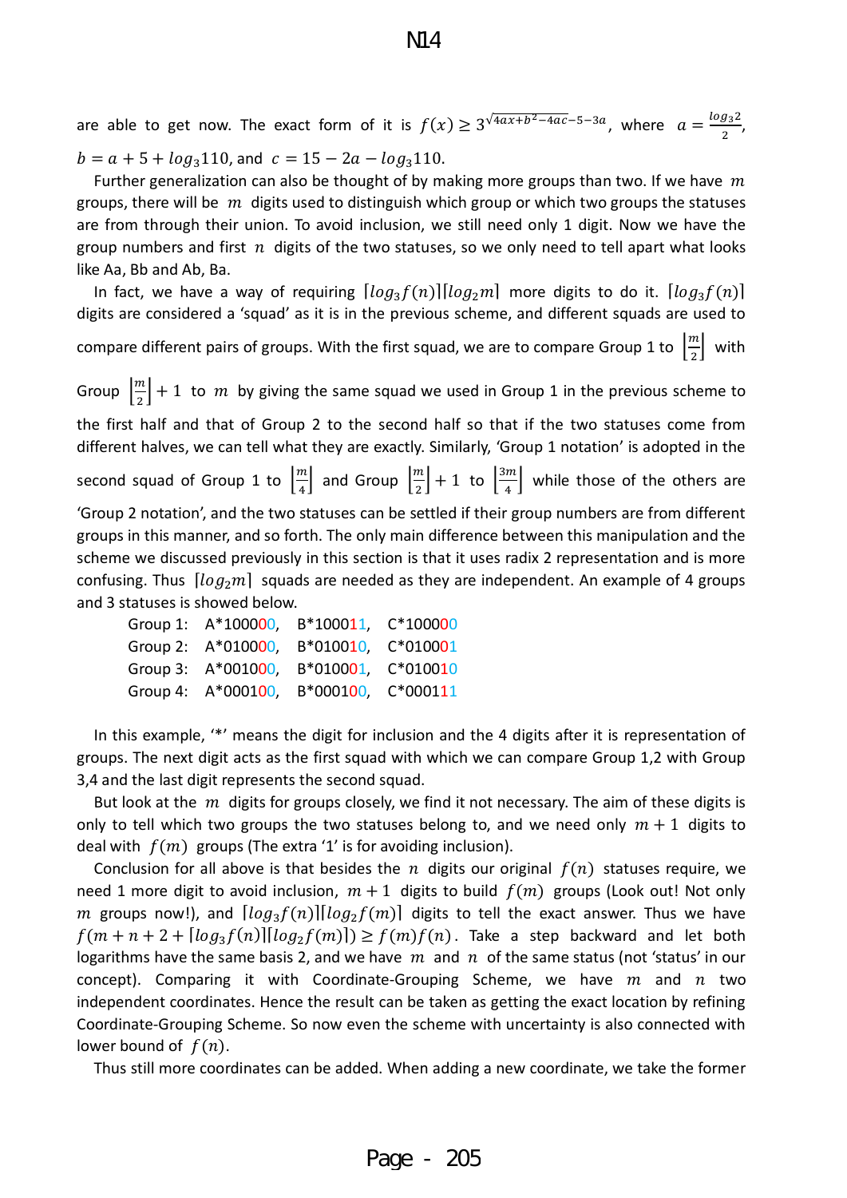are able to get now. The exact form of it is $f(x) \geq 3^{\sqrt{4ax+b^2-4ac}-5-3a}$, where $a = \frac{log_3 2}{2}$, $b = a + 5 + log_3 110$, and $c = 15 - 2a - log_3 110$.

Further generalization can also be thought of by making more groups than two. If we have $m$ groups, there will be $m$ digits used to distinguish which group or which two groups the statuses are from through their union. To avoid inclusion, we still need only 1 digit. Now we have the group numbers and first $n$ digits of the two statuses, so we only need to tell apart what looks like Aa, Bb and Ab, Ba.

In fact, we have a way of requiring $\lceil log_3 f(n) \rceil \lceil log_2 m \rceil$ more digits to do it. $\lceil log_3 f(n) \rceil$ digits are considered a 'squad' as it is in the previous scheme, and different squads are used to compare different pairs of groups. With the first squad, we are to compare Group 1 to $\left\lfloor \frac{m}{2} \right\rfloor$ with Group $\left\lfloor \frac{m}{2} \right\rfloor + 1$ to $m$ by giving the same squad we used in Group 1 in the previous scheme to the first half and that of Group 2 to the second half so that if the two statuses come from different halves, we can tell what they are exactly. Similarly, 'Group 1 notation' is adopted in the second squad of Group 1 to $\left\lfloor \frac{m}{4} \right\rfloor$ and Group $\left\lfloor \frac{m}{2} \right\rfloor + 1$ to $\left\lfloor \frac{3m}{4} \right\rfloor$ while those of the others are 'Group 2 notation', and the two statuses can be settled if their group numbers are from different groups in this manner, and so forth. The only main difference between this manipulation and the scheme we discussed previously in this section is that it uses radix 2 representation and is more confusing. Thus $\lceil log_2 m \rceil$ squads are needed as they are independent. An example of 4 groups and 3 statuses is showed below.

```
Group 1:   A*100000,   B*100011,   C*100000
Group 2:   A*010000,   B*010010,   C*010001
Group 3:   A*001000,   B*010001,   C*010010
Group 4:   A*000100,   B*000100,   C*000111
```

In this example, '*' means the digit for inclusion and the 4 digits after it is representation of groups. The next digit acts as the first squad with which we can compare Group 1,2 with Group 3,4 and the last digit represents the second squad.

But look at the $m$ digits for groups closely, we find it not necessary. The aim of these digits is only to tell which two groups the two statuses belong to, and we need only $m+1$ digits to deal with $f(m)$ groups (The extra '1' is for avoiding inclusion).

Conclusion for all above is that besides the $n$ digits our original $f(n)$ statuses require, we need 1 more digit to avoid inclusion, $m+1$ digits to build $f(m)$ groups (Look out! Not only $m$ groups now!), and $\lceil log_3 f(n) \rceil \lceil log_2 f(m) \rceil$ digits to tell the exact answer. Thus we have $f(m + n + 2 + \lceil log_3 f(n) \rceil \lceil log_2 f(m) \rceil) \geq f(m)f(n)$. Take a step backward and let both logarithms have the same basis 2, and we have $m$ and $n$ of the same status (not 'status' in our concept). Comparing it with Coordinate-Grouping Scheme, we have $m$ and $n$ two independent coordinates. Hence the result can be taken as getting the exact location by refining Coordinate-Grouping Scheme. So now even the scheme with uncertainty is also connected with lower bound of $f(n)$.

Thus still more coordinates can be added. When adding a new coordinate, we take the former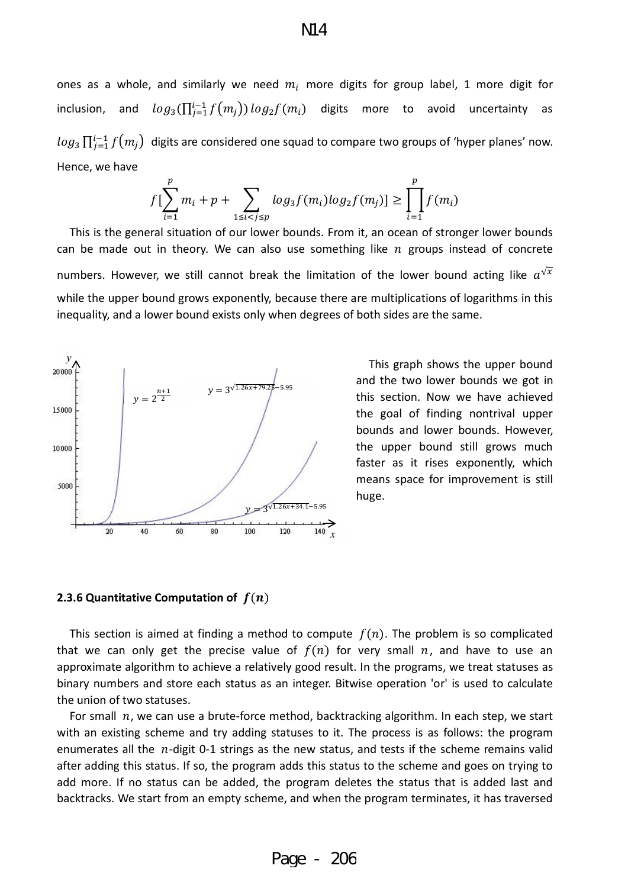ones as a whole, and similarly we need $m_i$ more digits for group label, 1 more digit for inclusion, and $log_3(\prod_{j=1}^{i-1} f(m_j))\, log_2 f(m_i)$ digits more to avoid uncertainty as $log_3 \prod_{j=1}^{i-1} f(m_j)$ digits are considered one squad to compare two groups of 'hyper planes' now. Hence, we have

$$f[\sum_{i=1}^{p} m_i + p + \sum_{1 \le i < j \le p} log_3 f(m_i) log_2 f(m_j)] \ge \prod_{i=1}^{p} f(m_i)$$

This is the general situation of our lower bounds. From it, an ocean of stronger lower bounds can be made out in theory. We can also use something like $n$ groups instead of concrete numbers. However, we still cannot break the limitation of the lower bound acting like $a^{\sqrt{x}}$ while the upper bound grows exponentially, because there are multiplications of logarithms in this inequality, and a lower bound exists only when degrees of both sides are the same.

This graph shows the upper bound and the two lower bounds we got in this section. Now we have achieved the goal of finding nontrival upper bounds and lower bounds. However, the upper bound still grows much faster as it rises exponentially, which means space for improvement is still huge.

#### 2.3.6 Quantitative Computation of $f(n)$

This section is aimed at finding a method to compute $f(n)$. The problem is so complicated that we can only get the precise value of $f(n)$ for very small $n$, and have to use an approximate algorithm to achieve a relatively good result. In the programs, we treat statuses as binary numbers and store each status as an integer. Bitwise operation 'or' is used to calculate the union of two statuses.

For small $n$, we can use a brute-force method, backtracking algorithm. In each step, we start with an existing scheme and try adding statuses to it. The process is as follows: the program enumerates all the $n$-digit 0-1 strings as the new status, and tests if the scheme remains valid after adding this status. If so, the program adds this status to the scheme and goes on trying to add more. If no status can be added, the program deletes the status that is added last and backtracks. We start from an empty scheme, and when the program terminates, it has traversed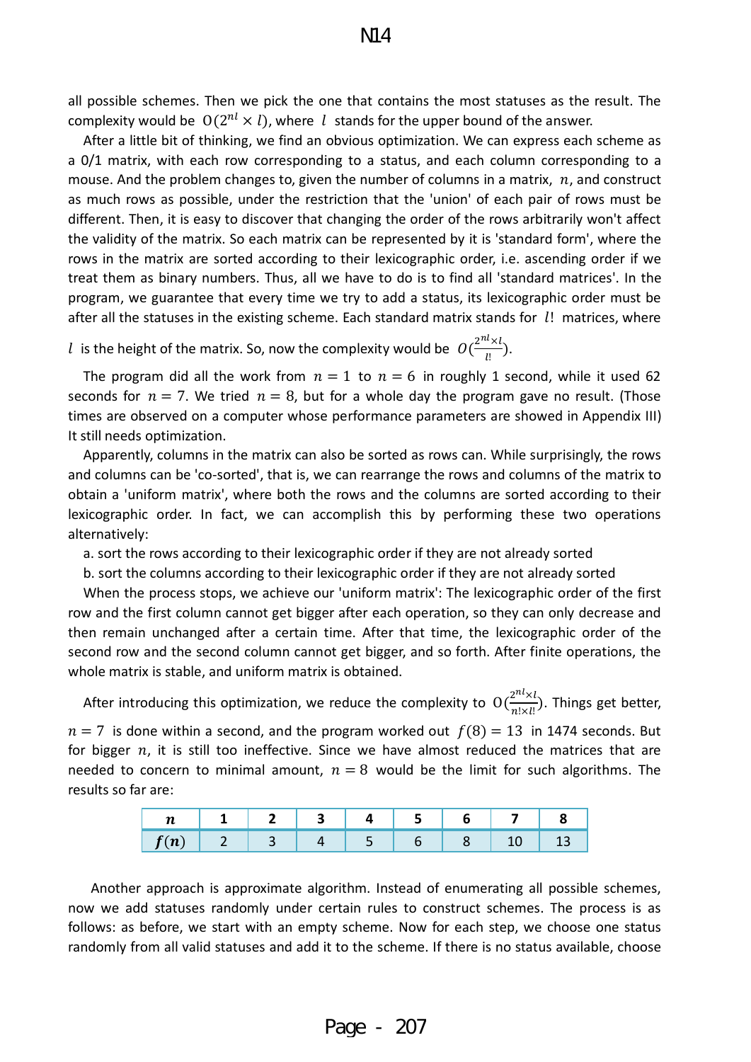all possible schemes. Then we pick the one that contains the most statuses as the result. The complexity would be $O(2^{nl} \times l)$, where $l$ stands for the upper bound of the answer.

After a little bit of thinking, we find an obvious optimization. We can express each scheme as a 0/1 matrix, with each row corresponding to a status, and each column corresponding to a mouse. And the problem changes to, given the number of columns in a matrix, $n$, and construct as much rows as possible, under the restriction that the 'union' of each pair of rows must be different. Then, it is easy to discover that changing the order of the rows arbitrarily won't affect the validity of the matrix. So each matrix can be represented by it is 'standard form', where the rows in the matrix are sorted according to their lexicographic order, i.e. ascending order if we treat them as binary numbers. Thus, all we have to do is to find all 'standard matrices'. In the program, we guarantee that every time we try to add a status, its lexicographic order must be after all the statuses in the existing scheme. Each standard matrix stands for $l!$ matrices, where $l$ is the height of the matrix. So, now the complexity would be $O(\frac{2^{nl} \times l}{l!})$.

The program did all the work from $n = 1$ to $n = 6$ in roughly 1 second, while it used 62 seconds for $n = 7$. We tried $n = 8$, but for a whole day the program gave no result. (Those times are observed on a computer whose performance parameters are showed in Appendix III) It still needs optimization.

Apparently, columns in the matrix can also be sorted as rows can. While surprisingly, the rows and columns can be 'co-sorted', that is, we can rearrange the rows and columns of the matrix to obtain a 'uniform matrix', where both the rows and the columns are sorted according to their lexicographic order. In fact, we can accomplish this by performing these two operations alternatively:

a. sort the rows according to their lexicographic order if they are not already sorted

b. sort the columns according to their lexicographic order if they are not already sorted

When the process stops, we achieve our 'uniform matrix': The lexicographic order of the first row and the first column cannot get bigger after each operation, so they can only decrease and then remain unchanged after a certain time. After that time, the lexicographic order of the second row and the second column cannot get bigger, and so forth. After finite operations, the whole matrix is stable, and uniform matrix is obtained.

After introducing this optimization, we reduce the complexity to $O(\frac{2^{nl} \times l}{n! \times l!})$. Things get better, $n = 7$ is done within a second, and the program worked out $f(8) = 13$ in 1474 seconds. But for bigger $n$, it is still too ineffective. Since we have almost reduced the matrices that are needed to concern to minimal amount, $n = 8$ would be the limit for such algorithms. The results so far are:

| $n$ | 1 | 2 | 3 | 4 | 5 | 6 | 7 | 8 |
|---|---|---|---|---|---|---|---|---|
| $f(n)$ | 2 | 3 | 4 | 5 | 6 | 8 | 10 | 13 |

Another approach is approximate algorithm. Instead of enumerating all possible schemes, now we add statuses randomly under certain rules to construct schemes. The process is as follows: as before, we start with an empty scheme. Now for each step, we choose one status randomly from all valid statuses and add it to the scheme. If there is no status available, choose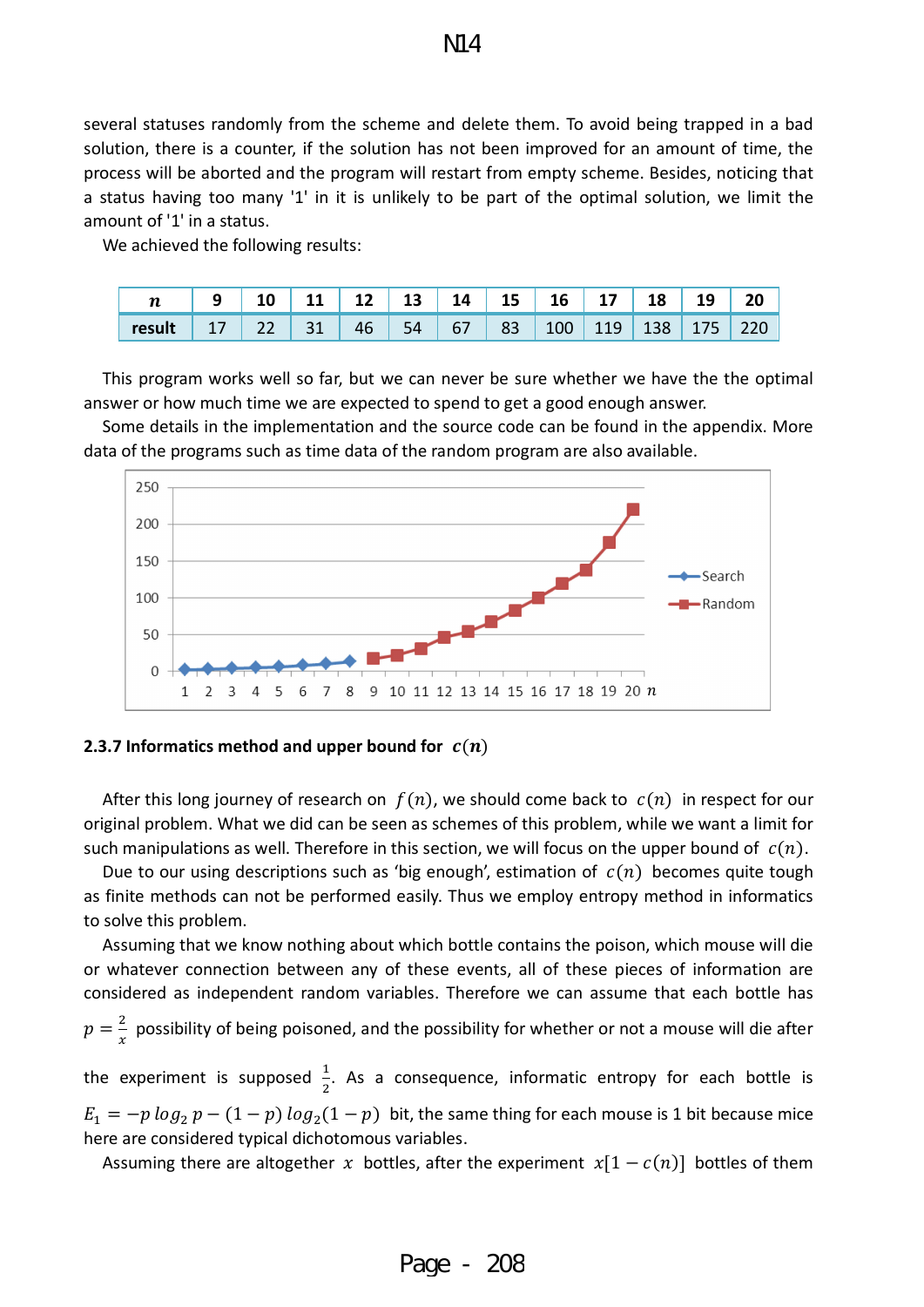several statuses randomly from the scheme and delete them. To avoid being trapped in a bad solution, there is a counter, if the solution has not been improved for an amount of time, the process will be aborted and the program will restart from empty scheme. Besides, noticing that a status having too many '1' in it is unlikely to be part of the optimal solution, we limit the amount of '1' in a status.

We achieved the following results:

| $n$ | 9 | 10 | 11 | 12 | 13 | 14 | 15 | 16 | 17 | 18 | 19 | 20 |
|---|---|---|---|---|---|---|---|---|---|---|---|---|
| result | 17 | 22 | 31 | 46 | 54 | 67 | 83 | 100 | 119 | 138 | 175 | 220 |

This program works well so far, but we can never be sure whether we have the the optimal answer or how much time we are expected to spend to get a good enough answer.

Some details in the implementation and the source code can be found in the appendix. More data of the programs such as time data of the random program are also available.

### 2.3.7 Informatics method and upper bound for $c(n)$

After this long journey of research on $f(n)$, we should come back to $c(n)$ in respect for our original problem. What we did can be seen as schemes of this problem, while we want a limit for such manipulations as well. Therefore in this section, we will focus on the upper bound of $c(n)$.

Due to our using descriptions such as 'big enough', estimation of $c(n)$ becomes quite tough as finite methods can not be performed easily. Thus we employ entropy method in informatics to solve this problem.

Assuming that we know nothing about which bottle contains the poison, which mouse will die or whatever connection between any of these events, all of these pieces of information are considered as independent random variables. Therefore we can assume that each bottle has $p = \frac{2}{x}$ possibility of being poisoned, and the possibility for whether or not a mouse will die after the experiment is supposed $\frac{1}{2}$. As a consequence, informatic entropy for each bottle is $E_1 = -p\,log_2\, p - (1-p)\,log_2(1-p)$ bit, the same thing for each mouse is 1 bit because mice here are considered typical dichotomous variables.

Assuming there are altogether $x$ bottles, after the experiment $x[1-c(n)]$ bottles of them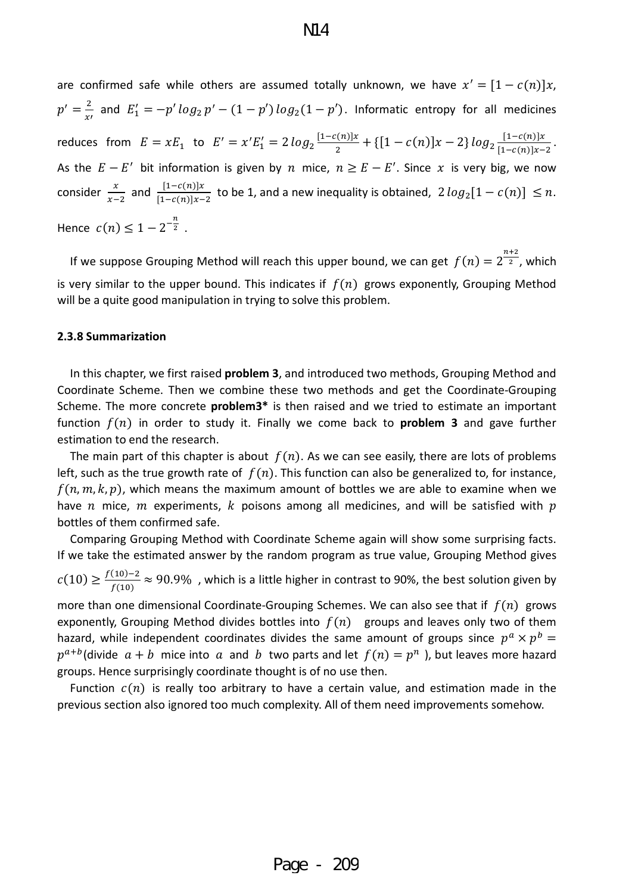are confirmed safe while others are assumed totally unknown, we have $x' = [1 - c(n)]x$, $p' = \frac{2}{x'}$ and $E_1' = -p' \log_2 p' - (1-p') \log_2 (1-p')$. Informatic entropy for all medicines reduces from $E = xE_1$ to $E' = x'E_1' = 2\log_2 \frac{[1-c(n)]x}{2} + \{[1-c(n)]x - 2\} \log_2 \frac{[1-c(n)]x}{[1-c(n)]x-2}$. As the $E - E'$ bit information is given by $n$ mice, $n \geq E - E'$. Since $x$ is very big, we now consider $\frac{x}{x-2}$ and $\frac{[1-c(n)]x}{[1-c(n)]x-2}$ to be 1, and a new inequality is obtained, $2\log_2[1-c(n)] \leq n$. Hence $c(n) \leq 1 - 2^{-\frac{n}{2}}$.

If we suppose Grouping Method will reach this upper bound, we can get $f(n) = 2^{\frac{n+2}{2}}$, which is very similar to the upper bound. This indicates if $f(n)$ grows exponently, Grouping Method will be a quite good manipulation in trying to solve this problem.

**2.3.8 Summarization**

In this chapter, we first raised **problem 3**, and introduced two methods, Grouping Method and Coordinate Scheme. Then we combine these two methods and get the Coordinate-Grouping Scheme. The more concrete **problem3*** is then raised and we tried to estimate an important function $f(n)$ in order to study it. Finally we come back to **problem 3** and gave further estimation to end the research.

The main part of this chapter is about $f(n)$. As we can see easily, there are lots of problems left, such as the true growth rate of $f(n)$. This function can also be generalized to, for instance, $f(n,m,k,p)$, which means the maximum amount of bottles we are able to examine when we have $n$ mice, $m$ experiments, $k$ poisons among all medicines, and will be satisfied with $p$ bottles of them confirmed safe.

Comparing Grouping Method with Coordinate Scheme again will show some surprising facts. If we take the estimated answer by the random program as true value, Grouping Method gives $c(10) \geq \frac{f(10)-2}{f(10)} \approx 90.9\%$ , which is a little higher in contrast to 90%, the best solution given by more than one dimensional Coordinate-Grouping Schemes. We can also see that if $f(n)$ grows exponently, Grouping Method divides bottles into $f(n)$ groups and leaves only two of them hazard, while independent coordinates divides the same amount of groups since $p^a \times p^b = p^{a+b}$(divide $a+b$ mice into $a$ and $b$ two parts and let $f(n) = p^n$ ), but leaves more hazard groups. Hence surprisingly coordinate thought is of no use then.

Function $c(n)$ is really too arbitrary to have a certain value, and estimation made in the previous section also ignored too much complexity. All of them need improvements somehow.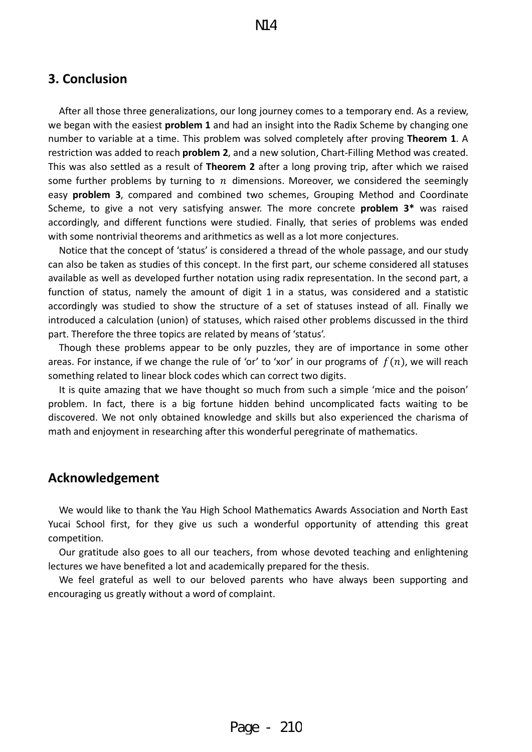## 3. Conclusion

After all those three generalizations, our long journey comes to a temporary end. As a review, we began with the easiest **problem 1** and had an insight into the Radix Scheme by changing one number to variable at a time. This problem was solved completely after proving **Theorem 1**. A restriction was added to reach **problem 2**, and a new solution, Chart-Filling Method was created. This was also settled as a result of **Theorem 2** after a long proving trip, after which we raised some further problems by turning to $n$ dimensions. Moreover, we considered the seemingly easy **problem 3**, compared and combined two schemes, Grouping Method and Coordinate Scheme, to give a not very satisfying answer. The more concrete **problem 3*** was raised accordingly, and different functions were studied. Finally, that series of problems was ended with some nontrivial theorems and arithmetics as well as a lot more conjectures.

Notice that the concept of 'status' is considered a thread of the whole passage, and our study can also be taken as studies of this concept. In the first part, our scheme considered all statuses available as well as developed further notation using radix representation. In the second part, a function of status, namely the amount of digit 1 in a status, was considered and a statistic accordingly was studied to show the structure of a set of statuses instead of all. Finally we introduced a calculation (union) of statuses, which raised other problems discussed in the third part. Therefore the three topics are related by means of 'status'.

Though these problems appear to be only puzzles, they are of importance in some other areas. For instance, if we change the rule of 'or' to 'xor' in our programs of $f(n)$, we will reach something related to linear block codes which can correct two digits.

It is quite amazing that we have thought so much from such a simple 'mice and the poison' problem. In fact, there is a big fortune hidden behind uncomplicated facts waiting to be discovered. We not only obtained knowledge and skills but also experienced the charisma of math and enjoyment in researching after this wonderful peregrinate of mathematics.

## Acknowledgement

We would like to thank the Yau High School Mathematics Awards Association and North East Yucai School first, for they give us such a wonderful opportunity of attending this great competition.

Our gratitude also goes to all our teachers, from whose devoted teaching and enlightening lectures we have benefited a lot and academically prepared for the thesis.

We feel grateful as well to our beloved parents who have always been supporting and encouraging us greatly without a word of complaint.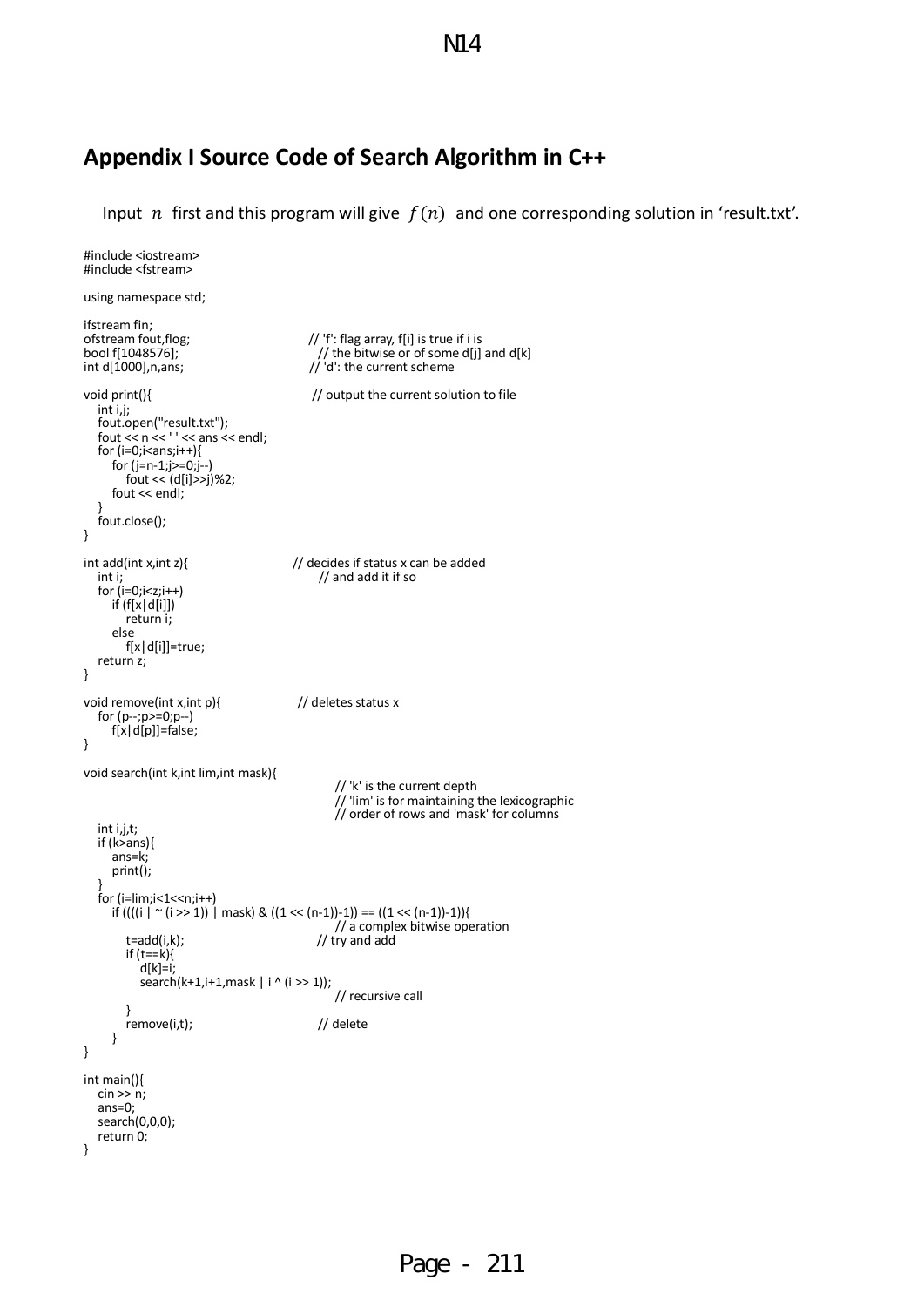## Appendix I Source Code of Search Algorithm in C++

Input $n$ first and this program will give $f(n)$ and one corresponding solution in 'result.txt'.

```
#include <iostream>
#include <fstream>

using namespace std;

ifstream fin;
ofstream fout,flog;                         // 'f': flag array, f[i] is true if i is
bool f[1048576];                            // the bitwise or of some d[j] and d[k]
int d[1000],n,ans;                          // 'd': the current scheme

void print(){                               // output the current solution to file
    int i,j;
    fout.open("result.txt");
    fout << n << ' ' << ans << endl;
    for (i=0;i<ans;i++){
        for (j=n-1;j>=0;j--)
            fout << (d[i]>>j)%2;
        fout << endl;
    }
    fout.close();
}

int add(int x,int z){                       // decides if status x can be added
    int i;                                  // and add it if so
    for (i=0;i<z;i++)
        if (f[x|d[i]])
            return i;
        else
            f[x|d[i]]=true;
    return z;
}

void remove(int x,int p){                   // deletes status x
    for (p--;p>=0;p--)
        f[x|d[p]]=false;
}

void search(int k,int lim,int mask){
                                            // 'k' is the current depth
                                            // 'lim' is for maintaining the lexicographic
                                            // order of rows and 'mask' for columns
    int i,j,t;
    if (k>ans){
        ans=k;
        print();
    }
    for (i=lim;i<1<<n;i++)
        if ((((i | ~ (i >> 1)) | mask) & ((1 << (n-1))-1)) == ((1 << (n-1))-1)){
                                            // a complex bitwise operation
            t=add(i,k);                     // try and add
            if (t==k){
                d[k]=i;
                search(k+1,i+1,mask | i ^ (i >> 1));
                                            // recursive call
            }
            remove(i,t);                    // delete
        }
}

int main(){
    cin >> n;
    ans=0;
    search(0,0,0);
    return 0;
}
```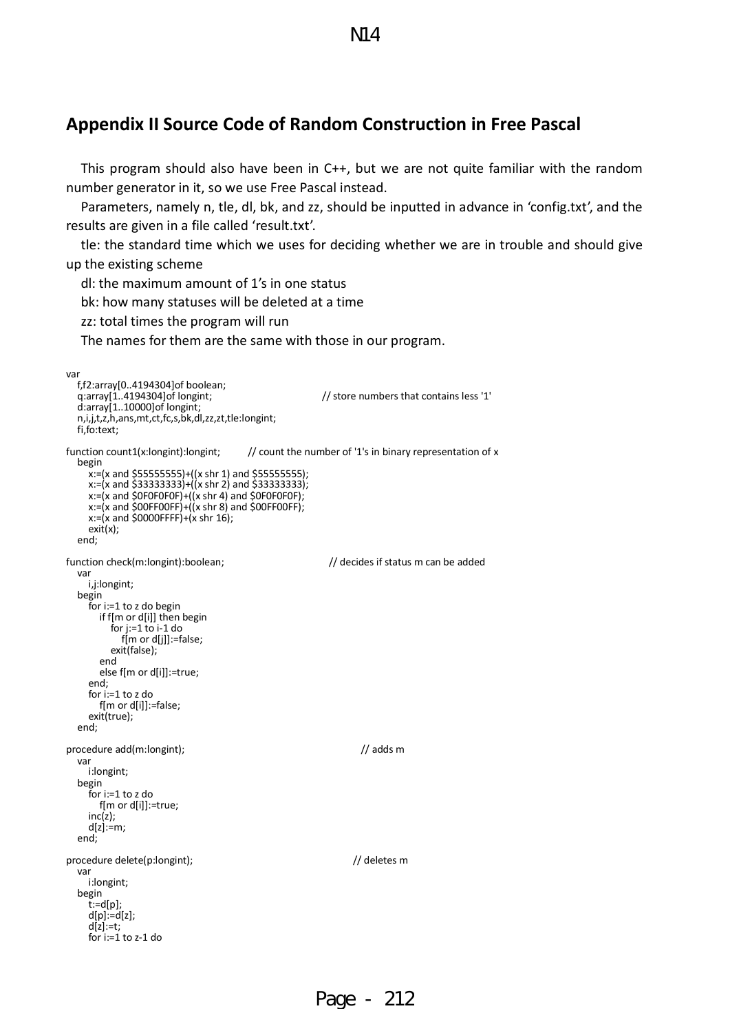## Appendix II Source Code of Random Construction in Free Pascal

This program should also have been in C++, but we are not quite familiar with the random number generator in it, so we use Free Pascal instead.

Parameters, namely n, tle, dl, bk, and zz, should be inputted in advance in 'config.txt', and the results are given in a file called 'result.txt'.

tle: the standard time which we uses for deciding whether we are in trouble and should give up the existing scheme

dl: the maximum amount of 1's in one status

bk: how many statuses will be deleted at a time

zz: total times the program will run

The names for them are the same with those in our program.

```
var
   f,f2:array[0..4194304]of boolean;
   q:array[1..4194304]of longint;                    // store numbers that contains less '1'
   d:array[1..10000]of longint;
   n,i,j,t,z,h,ans,mt,ct,fc,s,bk,dl,zz,zt,tle:longint;
   fi,fo:text;

function count1(x:longint):longint;        // count the number of '1's in binary representation of x
   begin
      x:=(x and $55555555)+((x shr 1) and $55555555);
      x:=(x and $33333333)+((x shr 2) and $33333333);
      x:=(x and $0F0F0F0F)+((x shr 4) and $0F0F0F0F);
      x:=(x and $00FF00FF)+((x shr 8) and $00FF00FF);
      x:=(x and $0000FFFF)+(x shr 16);
      exit(x);
   end;

function check(m:longint):boolean;                      // decides if status m can be added
   var
      i,j:longint;
   begin
      for i:=1 to z do begin
         if f[m or d[i]] then begin
            for j:=1 to i-1 do
               f[m or d[j]]:=false;
            exit(false);
         end
         else f[m or d[i]]:=true;
      end;
      for i:=1 to z do
         f[m or d[i]]:=false;
      exit(true);
   end;

procedure add(m:longint);                                    // adds m
   var
      i:longint;
   begin
      for i:=1 to z do
         f[m or d[i]]:=true;
      inc(z);
      d[z]:=m;
   end;

procedure delete(p:longint);                                 // deletes m
   var
      i:longint;
   begin
      t:=d[p];
      d[p]:=d[z];
      d[z]:=t;
      for i:=1 to z-1 do
```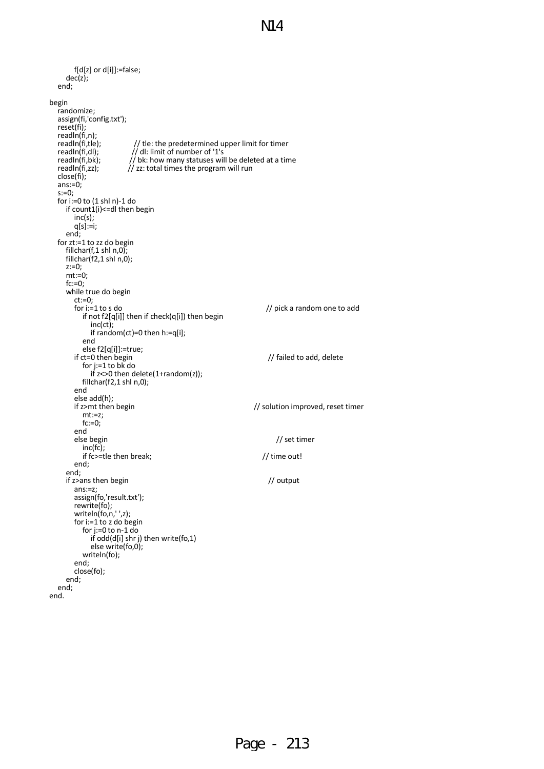```
            f[d[z] or d[i]]:=false;
        dec(z);
    end;

begin
    randomize;
    assign(fi,'config.txt');
    reset(fi);
    readln(fi,n);
    readln(fi,tle);             // tle: the predetermined upper limit for timer
    readln(fi,dl);              // dl: limit of number of '1's
    readln(fi,bk);              // bk: how many statuses will be deleted at a time
    readln(fi,zz);              // zz: total times the program will run
    close(fi);
    ans:=0;
    s:=0;
    for i:=0 to (1 shl n)-1 do
        if count1(i)<=dl then begin
            inc(s);
            q[s]:=i;
        end;
    for zt:=1 to zz do begin
        fillchar(f,1 shl n,0);
        fillchar(f2,1 shl n,0);
        z:=0;
        mt:=0;
        fc:=0;
        while true do begin
            ct:=0;
            for i:=1 to s do                                        // pick a random one to add
                if not f2[q[i]] then if check(q[i]) then begin
                    inc(ct);
                    if random(ct)=0 then h:=q[i];
                end
                else f2[q[i]]:=true;
            if ct=0 then begin                                      // failed to add, delete
                for j:=1 to bk do
                    if z<>0 then delete(1+random(z));
                fillchar(f2,1 shl n,0);
            end
            else add(h);
            if z>mt then begin                                      // solution improved, reset timer
                mt:=z;
                fc:=0;
            end
            else begin                                              // set timer
                inc(fc);
                if fc>=tle then break;                              // time out!
            end;
        end;
        if z>ans then begin                                         // output
            ans:=z;
            assign(fo,'result.txt');
            rewrite(fo);
            writeln(fo,n,' ',z);
            for i:=1 to z do begin
                for j:=0 to n-1 do
                    if odd(d[i] shr j) then write(fo,1)
                    else write(fo,0);
                writeln(fo);
            end;
            close(fo);
        end;
    end;
end.
```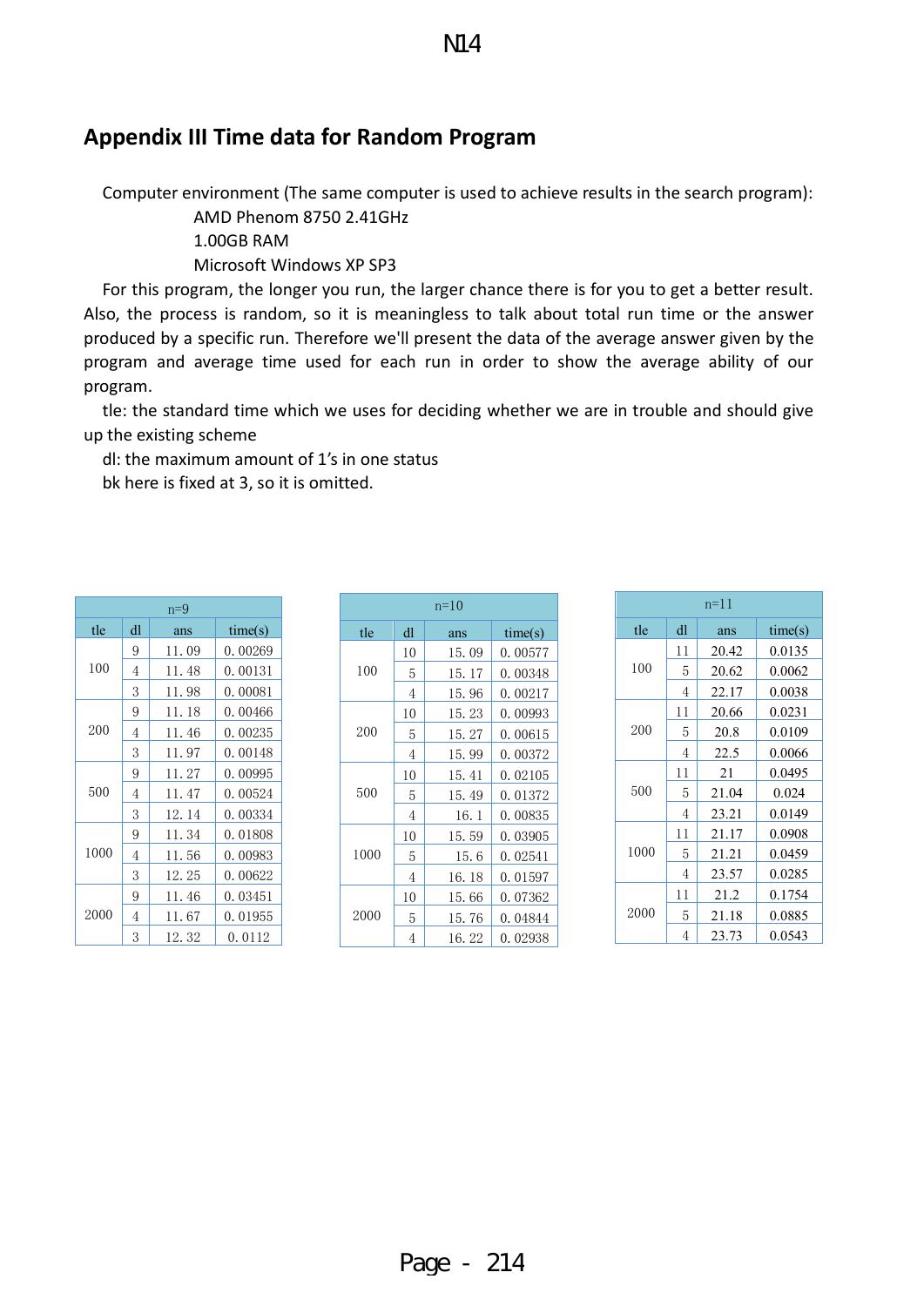## Appendix III Time data for Random Program

Computer environment (The same computer is used to achieve results in the search program):

AMD Phenom 8750 2.41GHz

1.00GB RAM

Microsoft Windows XP SP3

For this program, the longer you run, the larger chance there is for you to get a better result. Also, the process is random, so it is meaningless to talk about total run time or the answer produced by a specific run. Therefore we'll present the data of the average answer given by the program and average time used for each run in order to show the average ability of our program.

tle: the standard time which we uses for deciding whether we are in trouble and should give up the existing scheme

dl: the maximum amount of 1's in one status

bk here is fixed at 3, so it is omitted.

| n=9 | | | |
|---|---|---|---|
| tle | dl | ans | time(s) |
| 100 | 9 | 11.09 | 0.00269 |
| | 4 | 11.48 | 0.00131 |
| | 3 | 11.98 | 0.00081 |
| 200 | 9 | 11.18 | 0.00466 |
| | 4 | 11.46 | 0.00235 |
| | 3 | 11.97 | 0.00148 |
| 500 | 9 | 11.27 | 0.00995 |
| | 4 | 11.47 | 0.00524 |
| | 3 | 12.14 | 0.00334 |
| 1000 | 9 | 11.34 | 0.01808 |
| | 4 | 11.56 | 0.00983 |
| | 3 | 12.25 | 0.00622 |
| 2000 | 9 | 11.46 | 0.03451 |
| | 4 | 11.67 | 0.01955 |
| | 3 | 12.32 | 0.0112 |

| n=10 | | | |
|---|---|---|---|
| tle | dl | ans | time(s) |
| 100 | 10 | 15.09 | 0.00577 |
| | 5 | 15.17 | 0.00348 |
| | 4 | 15.96 | 0.00217 |
| 200 | 10 | 15.23 | 0.00993 |
| | 5 | 15.27 | 0.00615 |
| | 4 | 15.99 | 0.00372 |
| 500 | 10 | 15.41 | 0.02105 |
| | 5 | 15.49 | 0.01372 |
| | 4 | 16.1 | 0.00835 |
| 1000 | 10 | 15.59 | 0.03905 |
| | 5 | 15.6 | 0.02541 |
| | 4 | 16.18 | 0.01597 |
| 2000 | 10 | 15.66 | 0.07362 |
| | 5 | 15.76 | 0.04844 |
| | 4 | 16.22 | 0.02938 |

| n=11 | | | |
|---|---|---|---|
| tle | dl | ans | time(s) |
| 100 | 11 | 20.42 | 0.0135 |
| | 5 | 20.62 | 0.0062 |
| | 4 | 22.17 | 0.0038 |
| 200 | 11 | 20.66 | 0.0231 |
| | 5 | 20.8 | 0.0109 |
| | 4 | 22.5 | 0.0066 |
| 500 | 11 | 21 | 0.0495 |
| | 5 | 21.04 | 0.024 |
| | 4 | 23.21 | 0.0149 |
| 1000 | 11 | 21.17 | 0.0908 |
| | 5 | 21.21 | 0.0459 |
| | 4 | 23.57 | 0.0285 |
| 2000 | 11 | 21.2 | 0.1754 |
| | 5 | 21.18 | 0.0885 |
| | 4 | 23.73 | 0.0543 |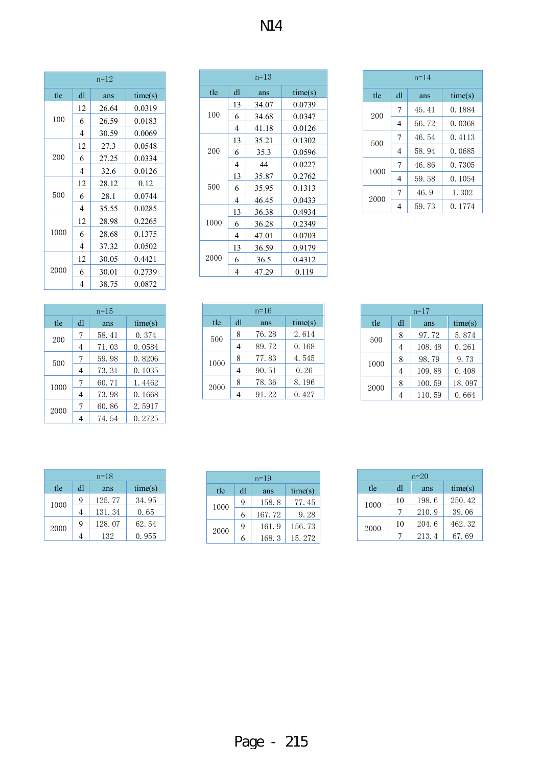# N14

| n=12 | | | |
|---|---|---|---|
| tle | dl | ans | time(s) |
| 100 | 12 | 26.64 | 0.0319 |
| | 6 | 26.59 | 0.0183 |
| | 4 | 30.59 | 0.0069 |
| 200 | 12 | 27.3 | 0.0548 |
| | 6 | 27.25 | 0.0334 |
| | 4 | 32.6 | 0.0126 |
| 500 | 12 | 28.12 | 0.12 |
| | 6 | 28.1 | 0.0744 |
| | 4 | 35.55 | 0.0285 |
| 1000 | 12 | 28.98 | 0.2265 |
| | 6 | 28.68 | 0.1375 |
| | 4 | 37.32 | 0.0502 |
| 2000 | 12 | 30.05 | 0.4421 |
| | 6 | 30.01 | 0.2739 |
| | 4 | 38.75 | 0.0872 |

| n=13 | | | |
|---|---|---|---|
| tle | dl | ans | time(s) |
| 100 | 13 | 34.07 | 0.0739 |
| | 6 | 34.68 | 0.0347 |
| | 4 | 41.18 | 0.0126 |
| 200 | 13 | 35.21 | 0.1302 |
| | 6 | 35.3 | 0.0596 |
| | 4 | 44 | 0.0227 |
| 500 | 13 | 35.87 | 0.2762 |
| | 6 | 35.95 | 0.1313 |
| | 4 | 46.45 | 0.0433 |
| 1000 | 13 | 36.38 | 0.4934 |
| | 6 | 36.28 | 0.2349 |
| | 4 | 47.01 | 0.0703 |
| 2000 | 13 | 36.59 | 0.9179 |
| | 6 | 36.5 | 0.4312 |
| | 4 | 47.29 | 0.119 |

| n=14 | | | |
|---|---|---|---|
| tle | dl | ans | time(s) |
| 200 | 7 | 45. 41 | 0. 1884 |
| | 4 | 56. 72 | 0. 0368 |
| 500 | 7 | 46. 54 | 0. 4113 |
| | 4 | 58. 94 | 0. 0685 |
| 1000 | 7 | 46. 86 | 0. 7305 |
| | 4 | 59. 58 | 0. 1054 |
| 2000 | 7 | 46. 9 | 1. 302 |
| | 4 | 59. 73 | 0. 1774 |

| n=15 | | | |
|---|---|---|---|
| tle | dl | ans | time(s) |
| 200 | 7 | 58. 41 | 0. 374 |
| | 4 | 71. 03 | 0. 0584 |
| 500 | 7 | 59. 98 | 0. 8206 |
| | 4 | 73. 31 | 0. 1035 |
| 1000 | 7 | 60. 71 | 1. 4462 |
| | 4 | 73. 98 | 0. 1668 |
| 2000 | 7 | 60. 86 | 2. 5917 |
| | 4 | 74. 54 | 0. 2725 |

| n=16 | | | |
|---|---|---|---|
| tle | dl | ans | time(s) |
| 500 | 8 | 76. 28 | 2. 614 |
| | 4 | 89. 72 | 0. 168 |
| 1000 | 8 | 77. 83 | 4. 545 |
| | 4 | 90. 51 | 0. 26 |
| 2000 | 8 | 78. 36 | 8. 196 |
| | 4 | 91. 22 | 0. 427 |

| n=17 | | | |
|---|---|---|---|
| tle | dl | ans | time(s) |
| 500 | 8 | 97. 72 | 5. 874 |
| | 4 | 108. 48 | 0. 261 |
| 1000 | 8 | 98. 79 | 9. 73 |
| | 4 | 109. 88 | 0. 408 |
| 2000 | 8 | 100. 59 | 18. 097 |
| | 4 | 110. 59 | 0. 664 |

| n=18 | | | |
|---|---|---|---|
| tle | dl | ans | time(s) |
| 1000 | 9 | 125. 77 | 34. 95 |
| | 4 | 131. 34 | 0. 65 |
| 2000 | 9 | 128. 07 | 62. 54 |
| | 4 | 132 | 0. 955 |

| n=19 | | | |
|---|---|---|---|
| tle | dl | ans | time(s) |
| 1000 | 9 | 158. 8 | 77. 45 |
| | 6 | 167. 72 | 9. 28 |
| 2000 | 9 | 161. 9 | 156. 73 |
| | 6 | 168. 3 | 15. 272 |

| n=20 | | | |
|---|---|---|---|
| tle | dl | ans | time(s) |
| 1000 | 10 | 198. 6 | 250. 42 |
| | 7 | 210. 9 | 39. 06 |
| 2000 | 10 | 204. 6 | 462. 32 |
| | 7 | 213. 4 | 67. 69 |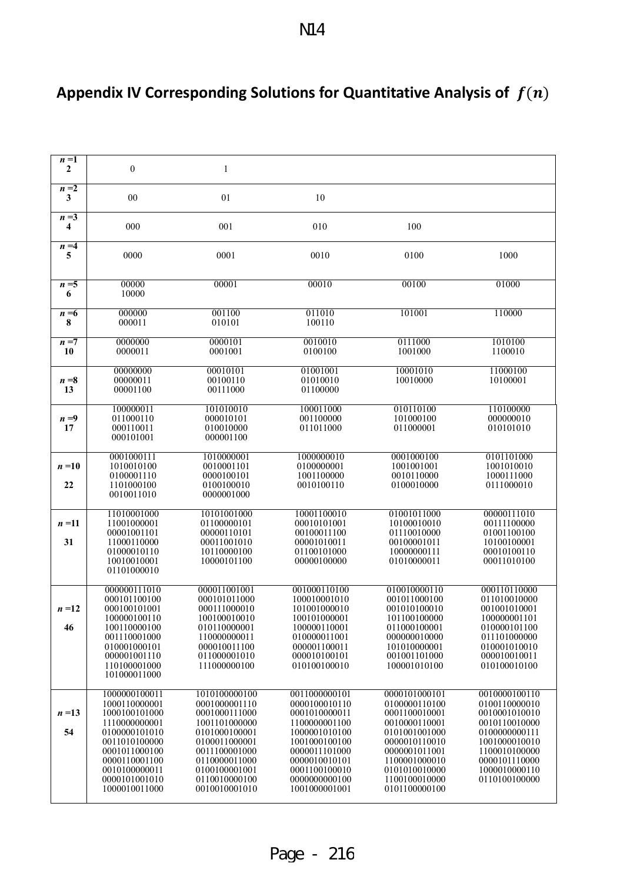## Appendix IV Corresponding Solutions for Quantitative Analysis of $f(n)$

| | | | | | |
|---|---|---|---|---|---|
| $n$ =1<br>**2** | 0 | 1 | | | |
| $n$ =2<br>**3** | 00 | 01 | 10 | | |
| $n$ =3<br>**4** | 000 | 001 | 010 | 100 | |
| $n$ =4<br>**5** | 0000 | 0001 | 0010 | 0100 | 1000 |
| $n$ =5<br>**6** | 00000<br>10000 | 00001 | 00010 | 00100 | 01000 |
| $n$ =6<br>**8** | 000000<br>000011 | 001100<br>010101 | 011010<br>100110 | 101001 | 110000 |
| $n$ =7<br>**10** | 0000000<br>0000011 | 0000101<br>0001001 | 0010010<br>0100100 | 0111000<br>1001000 | 1010100<br>1100010 |
| $n$ =8<br>**13** | 00000000<br>00000011<br>00001100 | 00010101<br>00100110<br>00111000 | 01001001<br>01010010<br>01100000 | 10001010<br>10010000 | 11000100<br>10100001 |
| $n$ =9<br>**17** | 100000011<br>011000110<br>000110011<br>000101001 | 101010010<br>000010101<br>010010000<br>000001100 | 100011000<br>001100000<br>011011000 | 010110100<br>101000100<br>011000001 | 110100000<br>000000010<br>010101010 |
| $n$ =10<br>**22** | 0001000111<br>1010010100<br>0100001110<br>1101000100<br>0010011010 | 1010000001<br>0010001101<br>0000100101<br>0100100010<br>0000001000 | 1000000010<br>0100000001<br>1001100000<br>0010100110 | 0001000100<br>1001001001<br>0010110000<br>0100010000 | 0101101000<br>1001010010<br>1000111000<br>0111000010 |
| $n$ =11<br>**31** | 11010001000<br>11001000001<br>00001001101<br>11000110000<br>01000010110<br>10010010001<br>01101000010 | 10101001000<br>01100000101<br>00000110101<br>00011001010<br>10110000100<br>10000101100 | 10001100010<br>00010101001<br>00100011100<br>00001010011<br>01100101000<br>00000100000 | 01001011000<br>10100010010<br>01110010000<br>00100001011<br>10000000111<br>01010000011 | 00000111010<br>00111100000<br>01001100100<br>10100100001<br>00010100110<br>00011010100 |
| $n$ =12<br>**46** | 000000111010<br>000101100100<br>000100101001<br>100000100110<br>100110000100<br>001110001000<br>010001000101<br>000001001110<br>110100001000<br>101000011000 | 000011001001<br>000101011000<br>000111000010<br>100100010010<br>010110000001<br>110000000011<br>000010011100<br>011000001010<br>111000000100 | 001000110100<br>100010001010<br>101001000010<br>100101000001<br>100000110001<br>010000011001<br>000001100011<br>000010100101<br>010100100010 | 010010000110<br>001011000100<br>001010100010<br>101100100000<br>011000100001<br>000000010000<br>101010000001<br>001001101000<br>100001010100 | 000110110000<br>011010010000<br>001001010001<br>100000001101<br>010000101100<br>011101000000<br>010001010010<br>000010010011<br>010100010100 |
| $n$ =13<br>**54** | 1000000100011<br>1000110000001<br>1000100101000<br>1110000000001<br>0100000101010<br>0011010100000<br>0001011000100<br>0000110001100<br>0010100000011<br>0000101001010<br>1000010011000 | 1010100000100<br>0001000001110<br>0001000111000<br>1001101000000<br>0101000100001<br>0100011000001<br>0011100001000<br>0110000011000<br>0100100001001<br>0110010000100<br>0010010001010 | 0011000000101<br>0000100010110<br>0001010000011<br>1100000001100<br>1000001010100<br>1001000100100<br>0000011101000<br>0000010010101<br>0001100100010<br>0000000000100<br>1001000001001 | 0000101000101<br>0100000110100<br>0001100010001<br>0010000110001<br>0101001001000<br>0000010110010<br>0000001011001<br>1100001000010<br>0101010010000<br>1100100010000<br>0101100000100 | 0010000100110<br>0100110000010<br>0010001010010<br>0010110010000<br>0100000000111<br>1001000010010<br>1100010100000<br>0000101110000<br>1000010000110<br>0110100100000 |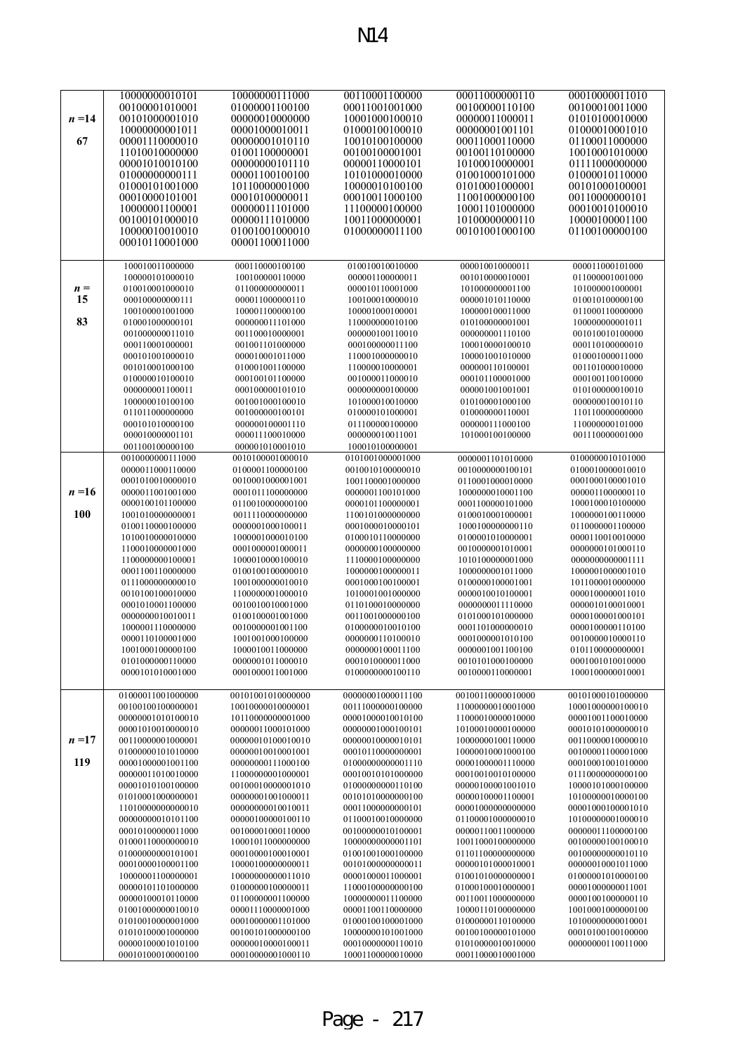| | | | | | |
|---|---|---|---|---|---|
| $n = 14$ | 10000000010101 | 10000000111000 | 00110001100000 | 00011000000110 | 00010000011010 |
| 67 | 00100001010001 | 01000001100100 | 00011001001000 | 00100000110100 | 00100010011000 |
| | 00101000001010 | 00000010000000 | 10001000100010 | 00000011000011 | 01010100010000 |
| | 10000000001011 | 00001000010011 | 01000100100010 | 00000001001101 | 01000010001010 |
| | 00001110000010 | 00000001010110 | 10010100100000 | 00011000110000 | 01100011000000 |
| | 11010010000000 | 01001100000001 | 00100100001001 | 00100110100000 | 10010001010000 |
| | 00001010010100 | 00000000101110 | 00000110000101 | 10100010000001 | 01111000000000 |
| | 01000000000111 | 00001100100100 | 10101000010000 | 01001000101000 | 01000010110000 |
| | 01000101001000 | 10110000001000 | 10000010100100 | 01010001000001 | 00101000100001 |
| | 00010000101001 | 00010100000011 | 00010011000100 | 11001000000100 | 00110000000101 |
| | 10000001100001 | 00000011101000 | 11100000100000 | 10001101000000 | 00010010100010 |
| | 00100101000010 | 00000111010000 | 10011000000001 | 10100000000110 | 10000100001100 |
| | 10000010010010 | 01001001000010 | 01000000011100 | 00101001000100 | 01100100000100 |
| | 00010110001000 | 00001100011000 | | | |
| $n = 15$ | 100010011000000 | 000110000100100 | 010010010010000 | 000010010000011 | 000011000101000 |
| 83 | 100000010100010 | 100100000110000 | 000001100000011 | 001010000010001 | 011000001001000 |
| | 010010001000010 | 011000000000011 | 000010110001000 | 101000000001100 | 101000000100001 |
| | 000100000000111 | 000011000000110 | 100100010000010 | 000001010110000 | 010010100000100 |
| | 100100001001000 | 100001100000100 | 100001000100001 | 100000100011000 | 011000110000000 |
| | 010001000000101 | 000000011101000 | 110000000010100 | 010100000001001 | 100000000001011 |
| | 001000000011010 | 001100010000001 | 000000100110010 | 000000001110100 | 001010010100000 |
| | 000110001000001 | 001001101000000 | 000100000011100 | 100010000100010 | 000110100000010 |
| | 000101001000010 | 000010001011000 | 110001000000010 | 100001001010000 | 010001000011000 |
| | 001010001000100 | 010001001100000 | 110000000100001 | 000000110100001 | 001101000010000 |
| | 010000010100010 | 000100101100000 | 001000011000010 | 000101100001000 | 000100110010000 |
| | 000000001100011 | 000100000101010 | 000000000100000 | 000001001001001 | 010100000010010 |
| | 100000010100100 | 001001000100010 | 101000010010000 | 010100001000100 | 000000010010110 |
| | 011011000000000 | 001000000100101 | 010000010100001 | 010000000110001 | 110110000000000 |
| | 000101010000100 | 000000100001110 | 011100000100000 | 000000111000100 | 110000000101000 |
| | 000010000001101 | 000011100010000 | 000000010011001 | 101000100100000 | 001110000001000 |
| | 001100100000100 | 000001010001010 | 100010100000001 | | |
| $n = 16$ | 0010000000111000 | 0010100001000010 | 0101001000001000 | 0000001101010000 | 0100000010101000 |
| 100 | 0000011000110000 | 0100001100000100 | 0010010100000010 | 0010000000100101 | 0100010000010010 |
| | 0001010010000010 | 0010001000001001 | 1001100001000000 | 0110001000010000 | 0001000100001010 |
| | 0000011001001000 | 0001011100000000 | 0000001100101000 | 1000000010001100 | 0000011000000110 |
| | 0000100101100000 | 0110010000000100 | 0000101100000001 | 0001100000101000 | 1000100010100000 |
| | 1001010000000001 | 0011110000000000 | 1100101000000000 | 0100010001000001 | 1000000100110000 |
| | 0100110000100000 | 0000001000100011 | 0001000010000101 | 1000100000000110 | 0110000001100000 |
| | 1010010000010000 | 1000001000010100 | 0100010110000000 | 0100001010000100 | 0000110010010000 |
| | 1100010000001000 | 0001000001000011 | 0000000100000000 | 0010000001010001 | 0000000101000110 |
| | 1100000000100001 | 1000010000100010 | 1110000100000000 | 1010100000001000 | 0000000000001111 |
| | 0001100110000000 | 0100100100000010 | 1000000100000011 | 1000000001011000 | 1000001000001010 |
| | 0111000000000010 | 1001000000010010 | 0001000100100001 | 0100000100001001 | 1011000010000000 |
| | 0010100100010000 | 1100000001000010 | 1010001001000000 | 0000010010100001 | 0000100000011010 |
| | 0001010001100000 | 0010010010001000 | 0110100010000000 | 0000000011110000 | 0000010100010001 |
| | 0000000010010011 | 0100100001001000 | 0011001000000100 | 0101000101000000 | 0000100001000101 |
| | 1000001110000000 | 0010000001001100 | 0100000000101000 | 0001101000000010 | 0000100000110100 |
| | 0000110100001000 | 1001001000100000 | 0000000101100010 | 0001000001010100 | 0010000010000110 |
| | 1001000100000100 | 1000010011000000 | 0000000100011100 | 0000001001100100 | 0101100000000001 |
| | 0101000000110000 | 0000001011000010 | 0001010000011000 | 0010101000100000 | 0001001010010000 |
| | 0000101010001000 | 0001000011001000 | 0100000000100110 | 0010000110000001 | 1000100000010001 |
| $n = 17$ | 01000011001000000 | 00101001010000000 | 00000001000011100 | 00100110000010000 | 00101000101000000 |
| 119 | 00100100100000001 | 10010000010000001 | 00111000000100000 | 11000000010001000 | 10001000000100010 |
| | 00000001010100010 | 10110000000001000 | 00001000010010100 | 11000010000010000 | 00001001100010000 |
| | 00001010010000010 | 00000011000101000 | 00000001000101001 | 10100010000100000 | 00010101000000010 |
| | 00110000000100001 | 00000010100010010 | 00000010000010101 | 10000000100110000 | 00110000000000010 |
| | 01000000101010000 | 00000010010001001 | 00010110000000001 | 10000001000100100 | 00100001100001000 |
| | 00001000001001100 | 00000000011100100 | 01000000000001110 | 00001000001110000 | 00010001001010000 |
| | 00000001101001000 | 11000000001000001 | 00010010101000000 | 00010010010100000 | 01110000000000100 |
| | 00001010100100000 | 00100010000001010 | 01000000000110100 | 00000100001001010 | 10000101000100000 |
| | 01010001000000001 | 00000001001000011 | 00101010000000100 | 00000100001100001 | 10100000010000100 |
| | 11010000000000010 | 00000000010010011 | 00011000000000101 | 00001000000000000 | 00001000100001010 |
| | 00000000010101100 | 00000100000100110 | 01100010010000000 | 01100001000000010 | 10100000001000010 |
| | 00010100000011000 | 00100001000110000 | 00100000001010001 | 00000110011000000 | 00000011100000100 |
| | 01000110000000010 | 10001011000000000 | 10000000000001101 | 10011000100000000 | 00100000100100010 |
| | 01000000000101001 | 00010000100010001 | 01001001000100000 | 01101100000000000 | 00100000000010110 |
| | 00010000100001100 | 10000100000000011 | 00101000000000011 | 00000101000010001 | 00000010001011000 |
| | 10000001100000001 | 10000000000011010 | 00001000011000001 | 01001010000000001 | 01000001010000100 |
| | 00000101101000000 | 01000000100000011 | 11000100000000100 | 01000100010000001 | 00001000000011001 |
| | 00000100001010000 | 01100000001100000 | 10000000011100000 | 00110011000000000 | 00001001000000110 |
| | 01001000000010010 | 00001110000001000 | 00001100110000000 | 10000110100000000 | 10010001000000100 |
| | 01010010000001000 | 00010000001101000 | 01000100100001000 | 01000000110100000 | 10100000000010001 |
| | 01010100001000000 | 00100101000000100 | 10000000101001000 | 00100100000101000 | 00010100100100000 |
| | 00000100001010100 | 00000010000100011 | 00010000000110010 | 01010000010010000 | 00000000110011000 |
| | 00010100010000100 | 00010000001000110 | 10001100000010000 | 00011000010001000 | |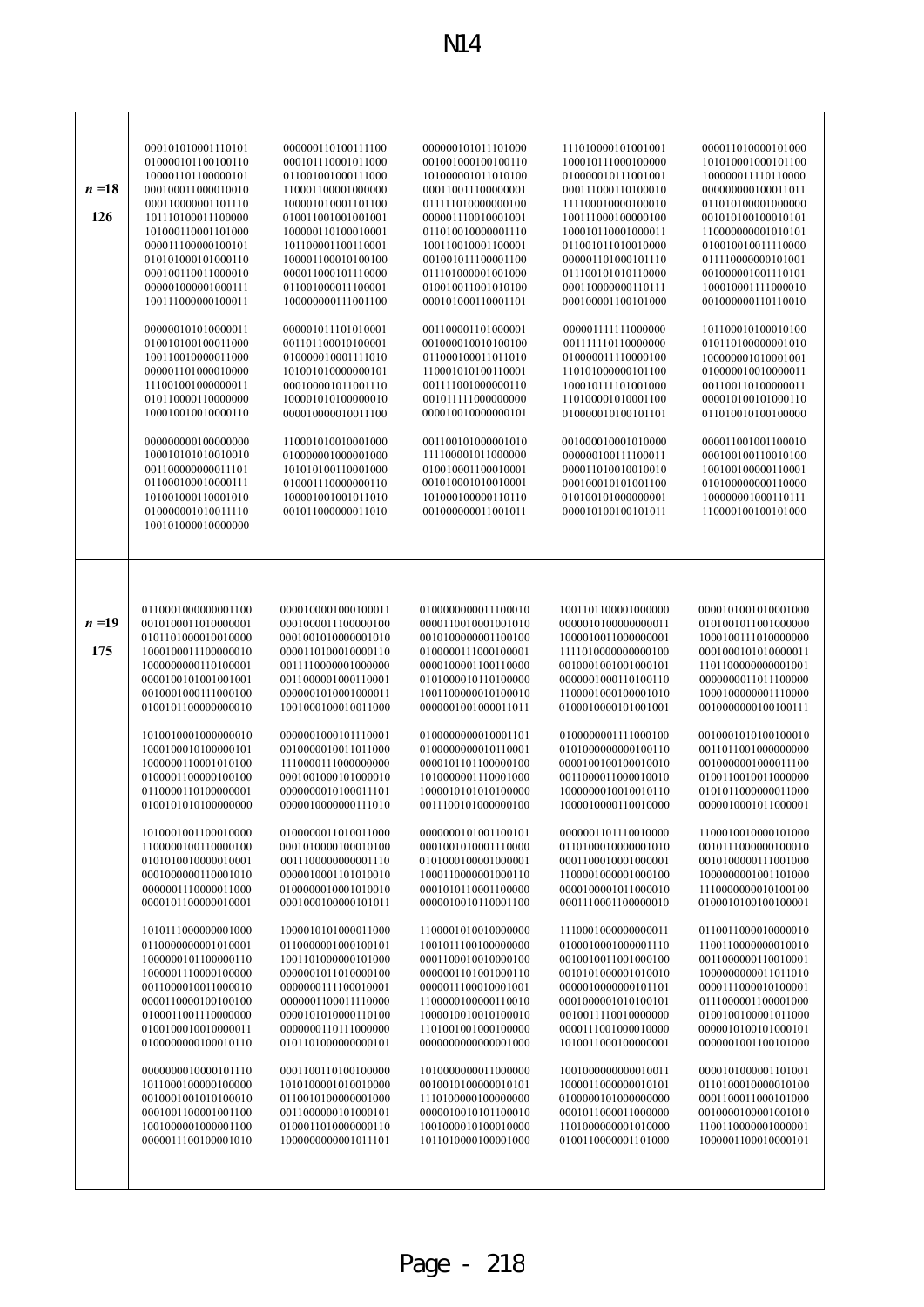| | | | | | |
|---|---|---|---|---|---|
| $n$ =18 | 000101010001110101 | 000000110100111100 | 000000101011101000 | 111010000101001001 | 000011010000101000 |
| 126 | 010000101100100110 | 000101110001011000 | 001001000100100110 | 100010111000100000 | 101010001000101100 |
| | 100001101100000101 | 011001001000111000 | 101000001011010100 | 010000010111001001 | 100000011110110000 |
| | 000100011000010010 | 110001100001000000 | 000110011100000001 | 000111000110100010 | 000000000100011011 |
| | 000110000001101110 | 100001010001101100 | 011111010000000100 | 111100010000100010 | 011010100001000000 |
| | 101110100011100000 | 010011001001001001 | 000001110010001001 | 100111000100000100 | 001010100100010101 |
| | 101000110001101000 | 100000110100010001 | 011010010000001110 | 100010110001000011 | 110000000001010101 |
| | 000011100000100101 | 101100001100110001 | 100110010001100001 | 011001011010010000 | 010010010011110000 |
| | 010101000101000110 | 100001100010100100 | 001001011100001100 | 000001101000101110 | 011110000000101001 |
| | 000100110011000010 | 000011000101110000 | 011101000001001000 | 011100101010110000 | 001000001001110101 |
| | 000001000001000111 | 011001000011100001 | 010010011001010100 | 000110000000110111 | 100010001111000010 |
| | 100111000000100011 | 100000000111001100 | 000101000110001101 | 000100001100101000 | 001000000110110010 |
| | 000000101010000011 | 000001011101010001 | 001100001101000001 | 000001111111000000 | 101100010100010100 |
| | 010010100100011000 | 001101100010100001 | 001000010010100100 | 001111110110000000 | 010110100000001010 |
| | 100110010000011000 | 010000010001111010 | 011000100011011010 | 010000011110000100 | 100000001010001001 |
| | 000001101000010000 | 101001010000000101 | 110001010100110001 | 110101000000101100 | 010000010010000011 |
| | 111001001000000011 | 000100001011001110 | 001111001000000110 | 100010111101001000 | 001100110100000011 |
| | 010110000110000000 | 100001010100000010 | 001011111000000000 | 110100001010001100 | 000010101010000110 |
| | 100010010010000110 | 000010000001011100 | 000010010000000101 | 010000010100101101 | 011010010100100000 |
| | 000000000100000000 | 110001010010001000 | 001100101000001010 | 001000010001010000 | 000011001001100010 |
| | 100010101010010010 | 010000001000001000 | 111100001011000000 | 000000100111100011 | 000100100110010100 |
| | 001100000000011101 | 101010100110001000 | 010001000100100001 | 000011010010010010 | 100100010000110001 |
| | 011000100010000111 | 010001110000000110 | 001010001010010001 | 000100010101001100 | 010100000000110000 |
| | 101001000110001010 | 100001001001011010 | 101000100000110110 | 010100101000000001 | 100000001000110111 |
| | 010000001010011110 | 001011000000011010 | 001000000011001011 | 000010100100101011 | 110000100100101000 |
| | 100101000010000000 | | | | |
| $n$ =19 | 0110001000000001100 | 0000100001000100011 | 0100000000011100010 | 1001101100001000000 | 0000101001010001000 |
| 175 | 0010100011010000001 | 0001000001100000100 | 0000110010001001010 | 0000010100000000011 | 0101001011001000000 |
| | 0101101000010010000 | 0001001010000001010 | 0010100000001100100 | 1000010011000000001 | 1000100111010000000 |
| | 1000100011100000010 | 0000110100010000110 | 0100000111000100001 | 1111010000000000100 | 0001000101010000011 |
| | 1000000000110100001 | 0011110000001000000 | 0000100001100110000 | 0010001001001000101 | 1101000000000001001 |
| | 0000100101001001001 | 0011000001000110001 | 0101000001101100000 | 0000001000110100110 | 0000000011011100000 |
| | 0010001000111000100 | 0000001010001000011 | 1001100000010100010 | 1100001000100001010 | 1000100000001110000 |
| | 0100101100000000010 | 1001000100010011000 | 0000001001000011011 | 0100010000101001001 | 0010000000100100111 |
| | 1010010001000000010 | 0000001000101110001 | 0100000000010001101 | 0100000001111000100 | 0010001010100100010 |
| | 1000100010100000101 | 0010000010011011000 | 0100000000010110001 | 0101000000000100110 | 0011011001000000000 |
| | 1000000110001010100 | 1110000111000000000 | 0000101101100000100 | 0000100100100010010 | 0010000001000001100 |
| | 0100001100000100100 | 0001001000101000010 | 1010000001110001000 | 0011000011000010010 | 0100110010011000000 |
| | 0110000110100000001 | 0000000010100011101 | 1000010101010100000 | 1000000010010010110 | 0101011000000011000 |
| | 0100101010100000000 | 0000010000000111010 | 0011100101000000100 | 1000010000110010000 | 0000010001011000001 |
| | 1010001001100010000 | 0100000011010011000 | 0000000101001100101 | 0000001101110010000 | 1100010010000101000 |
| | 1100000100110000100 | 0001010000100010100 | 0001001010001110000 | 0110100010000001010 | 0010111000000100010 |
| | 0101010010000010001 | 0011100000000001110 | 0101000100001000001 | 0001100010001000001 | 0010100000011001000 |
| | 0001000000110001010 | 0000010001101010010 | 1000110000000100010 | 1100001000001000100 | 1000000001001101000 |
| | 0000001110000011000 | 0100000001010001010 | 0001010110001100000 | 0000100000101100010 | 1110000000010100100 |
| | 0000101100000010001 | 0001000100000101011 | 0000010010110001100 | 0001110001100000010 | 0100010100100100001 |
| | 1010111000000001000 | 1000010101000011000 | 1100001010010000000 | 1110001000000000011 | 0110011000010000010 |
| | 0110000000001010001 | 0110000001000100101 | 1001011100100000000 | 0100010001000001110 | 1100110000000010010 |
| | 1000000101100000110 | 1001101000000101000 | 0001100010010000100 | 0010010011001000100 | 0011000000110010001 |
| | 1000001110000100000 | 0000001011010000100 | 0000001101001000110 | 0010101000001010010 | 1000000000011011010 |
| | 0011000010011000010 | 0000000111100010001 | 0000011100010001001 | 0000001000000101101 | 0000111000010100001 |
| | 0000110000100100100 | 0000001100011110000 | 1100000100000110010 | 0001000001010100101 | 0111000001100001000 |
| | 0100011001100000000 | 0000101010000110100 | 1000010010100100010 | 0010011110010000000 | 0100100100001011000 |
| | 0100100010010000011 | 0000000110111000000 | 1101001001000100000 | 0000111001000100000 | 0000010100100100101 |
| | 0100000000100010110 | 0101101000000000001 | 0000000000000001000 | 1010011000100000001 | 0000001001100101000 |
| | 0000000010000101110 | 0001100110100100000 | 1010000000011000000 | 1001000000000010011 | 0000101000001101001 |
| | 1011000100000100000 | 1010100000101010000 | 0010010100000010101 | 1000011000000010101 | 0110100010000010100 |
| | 0010001001010100010 | 0110010100000001000 | 1110100000100000000 | 0100000010100000000 | 0001100011000101000 |
| | 0001001100001001100 | 0011000000101000101 | 0000010010101100010 | 0001011000011000000 | 0010000100001001010 |
| | 1001000001000001100 | 0100011010000000110 | 1001000001001000000 | 1101000000001010000 | 1100110000000100001 |
| | 0000011100100001010 | 1000000000001011101 | 1011010000100001000 | 0100110000001101000 | 1000001100010000101 |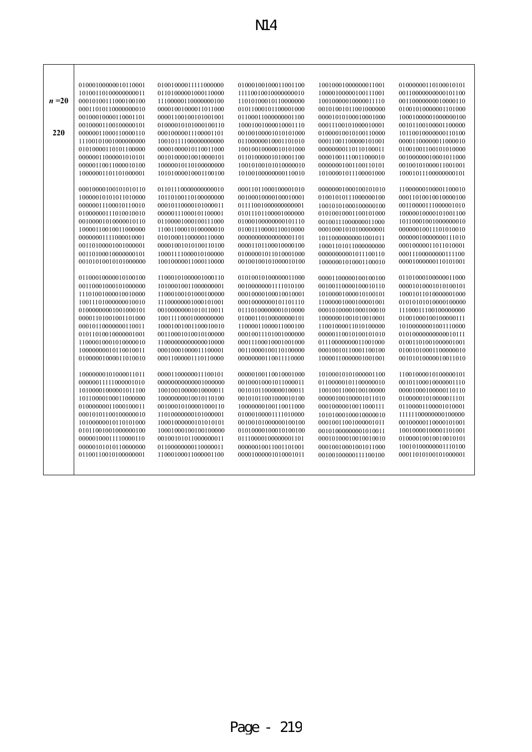# N14

| | | | | | |
|---|---|---|---|---|---|
| $n$ =20 | 01000100000010110001 | 01001000011111000000 | 01000100100011001100 | 10010001000000011001 | 01000000110100010101 |
| | 10100110100000000011 | 01101000001000110000 | 11110010010000000010 | 10000100000100111001 | 00110000000000101100 |
| | 00010100111000100100 | 11100000110000000100 | 11010100010110000000 | 10010000010000011110 | 00110000000010000110 |
| 220 | 00011010110000000010 | 00001001000011011000 | 01011000101100001000 | 00101001011001000000 | 01001010000001101000 |
| | 00100010000110001101 | 00001100100101001001 | 01100011000000001100 | 00001010100010001000 | 10001000001000000100 |
| | 00100001100100000101 | 01000001010100010110 | 10001001000010001110 | 00011100101000010001 | 00101100100001100000 |
| | 00000011000110000110 | 00010000011100001101 | 00100100001010101000 | 01000010010100110000 | 10110010000000110100 |
| | 11100101001000000000 | 10010111100000000000 | 01100000010001101010 | 00011001100000101001 | 00001100000011000010 |
| | 01010000110101100000 | 00001000010110011000 | 10010010000010101000 | 00000000010110100011 | 01001001100101010000 |
| | 00000011000001010101 | 00101000010010000101 | 01101000001010001100 | 00001001110011000010 | 00100000010001011000 |
| | 00000110011000010100 | 10000010110100000000 | 10010100101010000010 | 00000001001100110101 | 00100101000011001001 |
| | 10000001101101000001 | 10101000010001100100 | 10100010000000110010 | 10100001011100001000 | 10001011100000000101 |
| | 00010000100101010110 | 01101110000000000010 | 00011011000100001010 | 00000001000100101010 | 11000000100001100010 |
| | 10000010101011010000 | 10110100110100000000 | 00100010000100010001 | 01001010111000000100 | 00011010010010000100 |
| | 00000011100010110010 | 00010110000101000011 | 01111001000000000001 | 10010101000100000100 | 00110000111000001010 |
| | 01000000111010010010 | 00000011110000100001 | 01011101100001000000 | 01010010001100101000 | 10000010000101001100 |
| | 00100001010000010110 | 01100001000100111000 | 01000100000000101110 | 00100111000000011000 | 10110001001000000010 |
| | 10000110010011000000 | 11001100010100000010 | 01001110000110010000 | 00010000101010000001 | 00000010011101010010 |
| | 00000001111000010001 | 01010001100000110000 | 00000000000000001101 | 10110000000001001011 | 00000010000000111010 |
| | 00110100001001000001 | 00001001010100110100 | 00001101100010000100 | 10001101011000000000 | 00010000011011010001 |
| | 00110100010000000101 | 10001111000010100000 | 01000001011010001000 | 00000000001011100110 | 00011100000000111100 |
| | 00101010010101000000 | 10010000011000110000 | 00100100101000010100 | 10000001010001100010 | 00001000000110101001 |
| | 01100010000010100100 | 11000101000001000110 | 01010010100000011000 | 00001100000100100100 | 01101000100000011000 |
| | 00110001000101000000 | 10100010011000000001 | 00100000001111010100 | 00100110000100010110 | 00001010001010100101 |
| | 11101001000010010000 | 11000100101000100000 | 00010000100010010001 | 10100001000010100101 | 10001011010000001000 |
| | 10011101000000010010 | 11100000001000101001 | 00010000000101101110 | 11000001000100001001 | 01010101010000100000 |
| | 01000000001001000101 | 00100000000101011011 | 01110100000001010000 | 00010100001000100010 | 11100011100100000000 |
| | 00001101001001101000 | 10011110001000000000 | 01000110100000000101 | 10000001001010010001 | 01001000100100000111 |
| | 00010110000000110011 | 10001001001100100010 | 11000011000011000100 | 11001000011010100000 | 10100000001001110000 |
| | 01011010010000001001 | 00110001010010100000 | 00010011101001000000 | 00000110010100101010 | 01010000000000010111 |
| | 11000010001010000010 | 11000000000000010000 | 00011100010001001000 | 01110000000011001000 | 01001101001000001001 |
| | 10000000010110010011 | 00010001000011100001 | 00110000100110100000 | 00010010110001100100 | 01001010001100000010 |
| | 01000001000011010010 | 00011000001110110000 | 00000000110011110000 | 10000110000001001001 | 00101010000010011010 |
| | 10000000101000011011 | 00001100000011100101 | 00000100110010001000 | 10100010101000001100 | 11001000010100000101 |
| | 00000011111000001010 | 00000000000001000000 | 00100010001011000011 | 01100000101100000010 | 00101100010000001110 |
| | 10100001000001011100 | 10010010000010000011 | 00101011000000100011 | 10010011000100100000 | 00001000100000110110 |
| | 10110000100011000000 | 10000000010010110100 | 00101011001000010100 | 00000100100001011010 | 01000001010000011101 |
| | 01000000011000100011 | 00100010100001000110 | 10000000100110011000 | 00010000010011000111 | 01100001100001010001 |
| | 00010101100100000010 | 11010000000101000001 | 01000100001111010000 | 10101000100010000010 | 11111100000000100000 |
| | 10100000010110101000 | 10001000000101010101 | 00100101000000100100 | 00010011001000001011 | 00100000110000101001 |
| | 01011001001000000100 | 10001000100100100000 | 01010000100010100100 | 00101000000001010011 | 10010000100001101001 |
| | 00000100011110000110 | 00100101011000000011 | 01110000100000001101 | 00010100010010010010 | 01000001001001010101 |
| | 00000101010110000000 | 01100000000110000011 | 00000001001100110101 | 00010010001001011000 | 10010100000001110100 |
| | 01100110010100000001 | 11000100011000001100 | 00001000001010001011 | 00100100000111100100 | 00011010100101000001 |